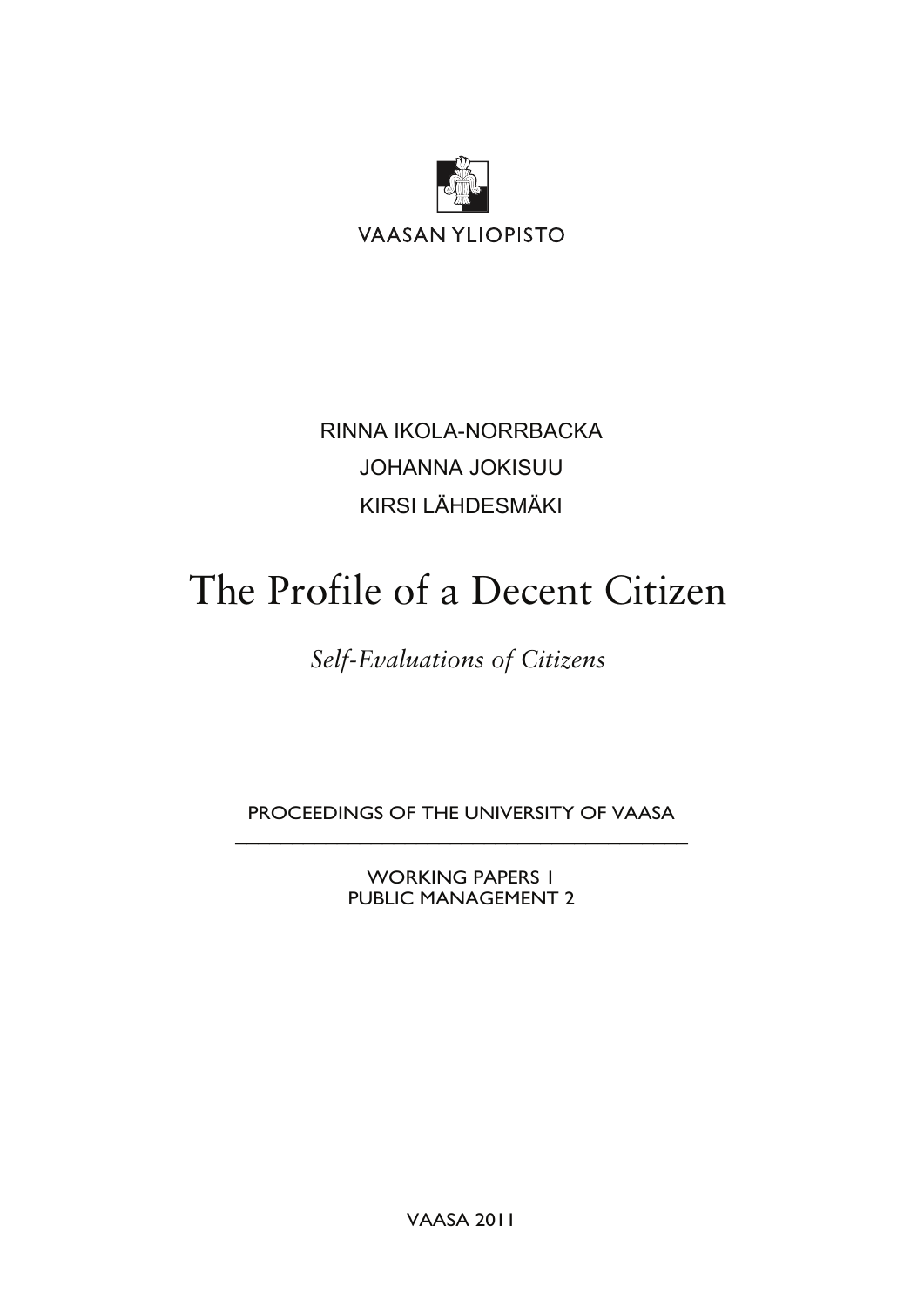VAASAN YLIOPISTO

RINNA IKOLA-NORRBACKA

JOHANNA JOKISUU

KIRSI LÄHDESMÄKI

# The Profile of a Decent Citizen

*Self-Evaluations of Citizens*

PROCEEDINGS OF THE UNIVERSITY OF VAASA

WORKING PAPERS 1

PUBLIC MANAGEMENT 2

VAASA 2011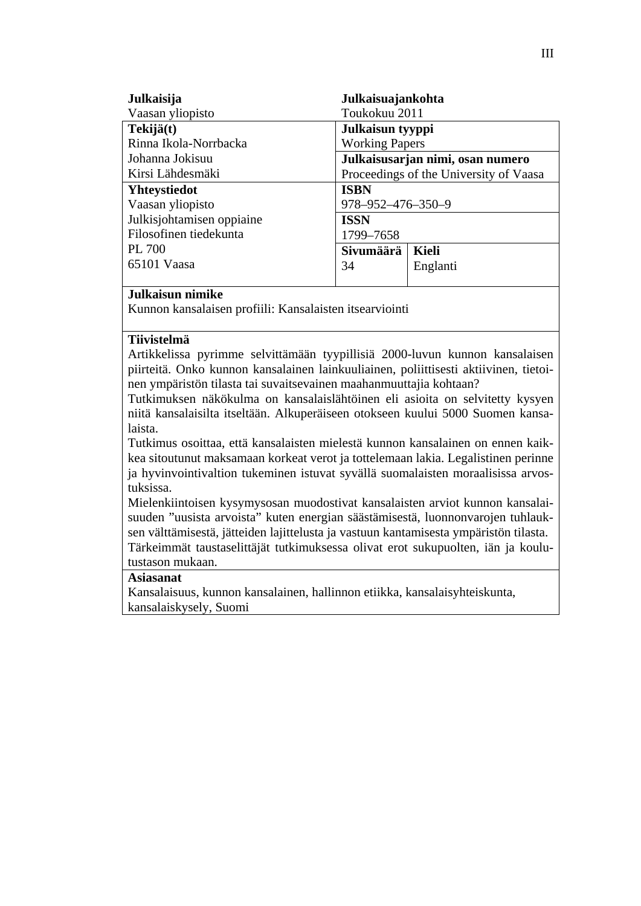| **Julkaisija** | **Julkaisuajankohta** | |
|---|---|---|
| Vaasan yliopisto | Toukokuu 2011 | |
| **Tekijä(t)**<br>Rinna Ikola-Norrbacka<br>Johanna Jokisuu<br>Kirsi Lähdesmäki | **Julkaisun tyyppi**<br>Working Papers | |
| | **Julkaisusarjan nimi, osan numero**<br>Proceedings of the University of Vaasa | |
| **Yhteystiedot**<br>Vaasan yliopisto<br>Julkisjohtamisen oppiaine<br>Filosofinen tiedekunta<br>PL 700<br>65101 Vaasa | **ISBN**<br>978–952–476–350–9 | |
| | **ISSN**<br>1799–7658 | |
| | **Sivumäärä**<br>34 | **Kieli**<br>Englanti |

**Julkaisun nimike**

Kunnon kansalaisen profiili: Kansalaisten itsearviointi

**Tiivistelmä**

Artikkelissa pyrimme selvittämään tyypillisiä 2000-luvun kunnon kansalaisen piirteitä. Onko kunnon kansalainen lainkuuliainen, poliittisesti aktiivinen, tietoinen ympäristön tilasta tai suvaitsevainen maahanmuuttajia kohtaan?

Tutkimuksen näkökulma on kansalaislähtöinen eli asioita on selvitetty kysyen niitä kansalaisilta itseltään. Alkuperäiseen otokseen kuului 5000 Suomen kansalaista.

Tutkimus osoittaa, että kansalaisten mielestä kunnon kansalainen on ennen kaikkea sitoutunut maksamaan korkeat verot ja tottelemaan lakia. Legalistinen perinne ja hyvinvointivaltion tukeminen istuvat syvällä suomalaisten moraalisissa arvostuksissa.

Mielenkiintoisen kysymysosan muodostivat kansalaisten arviot kunnon kansalaisuuden "uusista arvoista" kuten energian säästämisestä, luonnonvarojen tuhlauksen välttämisestä, jätteiden lajittelusta ja vastuun kantamisesta ympäristön tilasta.

Tärkeimmät taustaselittäjät tutkimuksessa olivat erot sukupuolten, iän ja koulutustason mukaan.

**Asiasanat**

Kansalaisuus, kunnon kansalainen, hallinnon etiikka, kansalaisyhteiskunta, kansalaiskysely, Suomi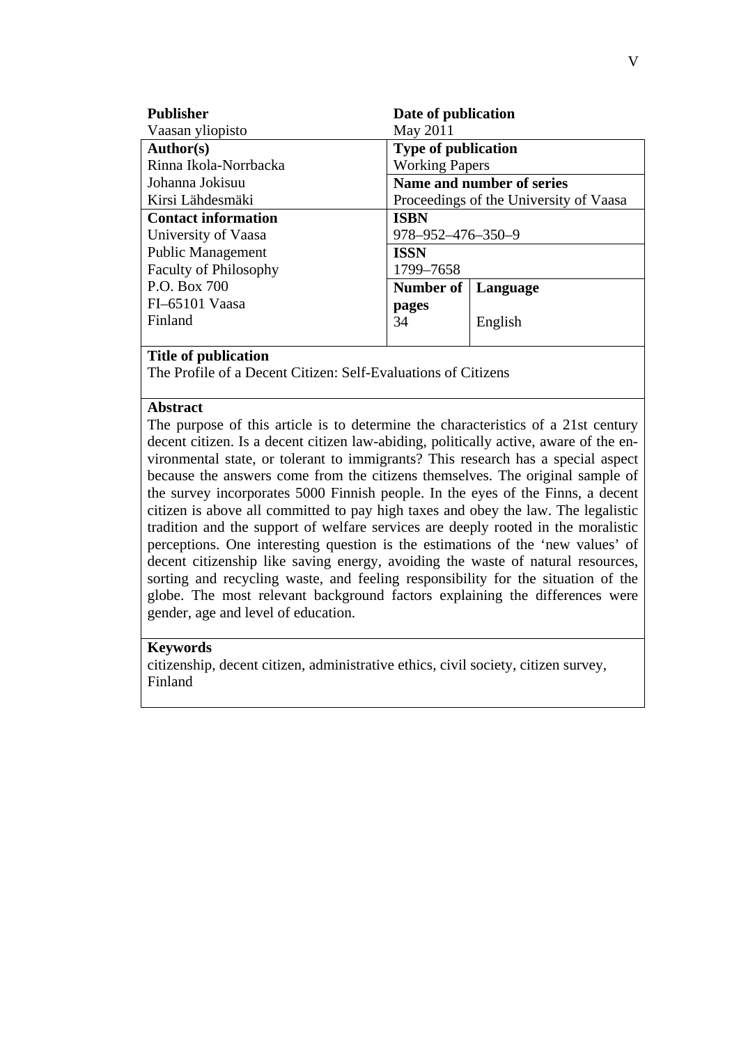| **Publisher** | **Date of publication** | |
|---|---|---|
| Vaasan yliopisto | May 2011 | |
| **Author(s)** | **Type of publication** | |
| Rinna Ikola-Norrbacka | Working Papers | |
| Johanna Jokisuu | **Name and number of series** | |
| Kirsi Lähdesmäki | Proceedings of the University of Vaasa | |
| **Contact information** | **ISBN** | |
| University of Vaasa | 978–952–476–350–9 | |
| Public Management | **ISSN** | |
| Faculty of Philosophy | 1799–7658 | |
| P.O. Box 700 | **Number of pages** | **Language** |
| FI–65101 Vaasa | 34 | English |
| Finland | | |

**Title of publication**

The Profile of a Decent Citizen: Self-Evaluations of Citizens

**Abstract**

The purpose of this article is to determine the characteristics of a 21st century decent citizen. Is a decent citizen law-abiding, politically active, aware of the environmental state, or tolerant to immigrants? This research has a special aspect because the answers come from the citizens themselves. The original sample of the survey incorporates 5000 Finnish people. In the eyes of the Finns, a decent citizen is above all committed to pay high taxes and obey the law. The legalistic tradition and the support of welfare services are deeply rooted in the moralistic perceptions. One interesting question is the estimations of the 'new values' of decent citizenship like saving energy, avoiding the waste of natural resources, sorting and recycling waste, and feeling responsibility for the situation of the globe. The most relevant background factors explaining the differences were gender, age and level of education.

**Keywords**

citizenship, decent citizen, administrative ethics, civil society, citizen survey, Finland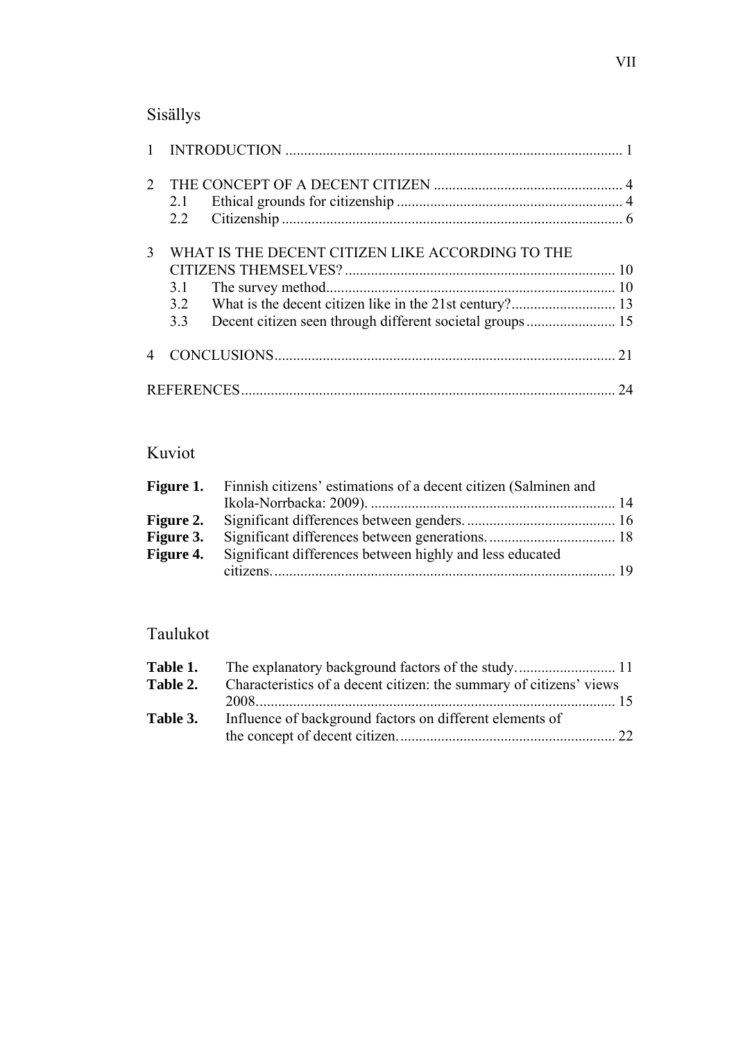## Sisällys

1 INTRODUCTION .......................................................................................... 1

2 THE CONCEPT OF A DECENT CITIZEN ................................................... 4
  2.1 Ethical grounds for citizenship ............................................................. 4
  2.2 Citizenship ............................................................................................ 6

3 WHAT IS THE DECENT CITIZEN LIKE ACCORDING TO THE CITIZENS THEMSELVES? ........................................................................ 10
  3.1 The survey method............................................................................. 10
  3.2 What is the decent citizen like in the 21st century?............................ 13
  3.3 Decent citizen seen through different societal groups ........................ 15

4 CONCLUSIONS........................................................................................... 21

REFERENCES.................................................................................................... 24

## Kuviot

**Figure 1.** Finnish citizens' estimations of a decent citizen (Salminen and Ikola-Norrbacka: 2009). .................................................................. 14
**Figure 2.** Significant differences between genders. ........................................ 16
**Figure 3.** Significant differences between generations. .................................. 18
**Figure 4.** Significant differences between highly and less educated citizens. .......................................................................................... 19

## Taulukot

**Table 1.** The explanatory background factors of the study. .......................... 11
**Table 2.** Characteristics of a decent citizen: the summary of citizens' views 2008................................................................................................ 15
**Table 3.** Influence of background factors on different elements of the concept of decent citizen. .......................................................... 22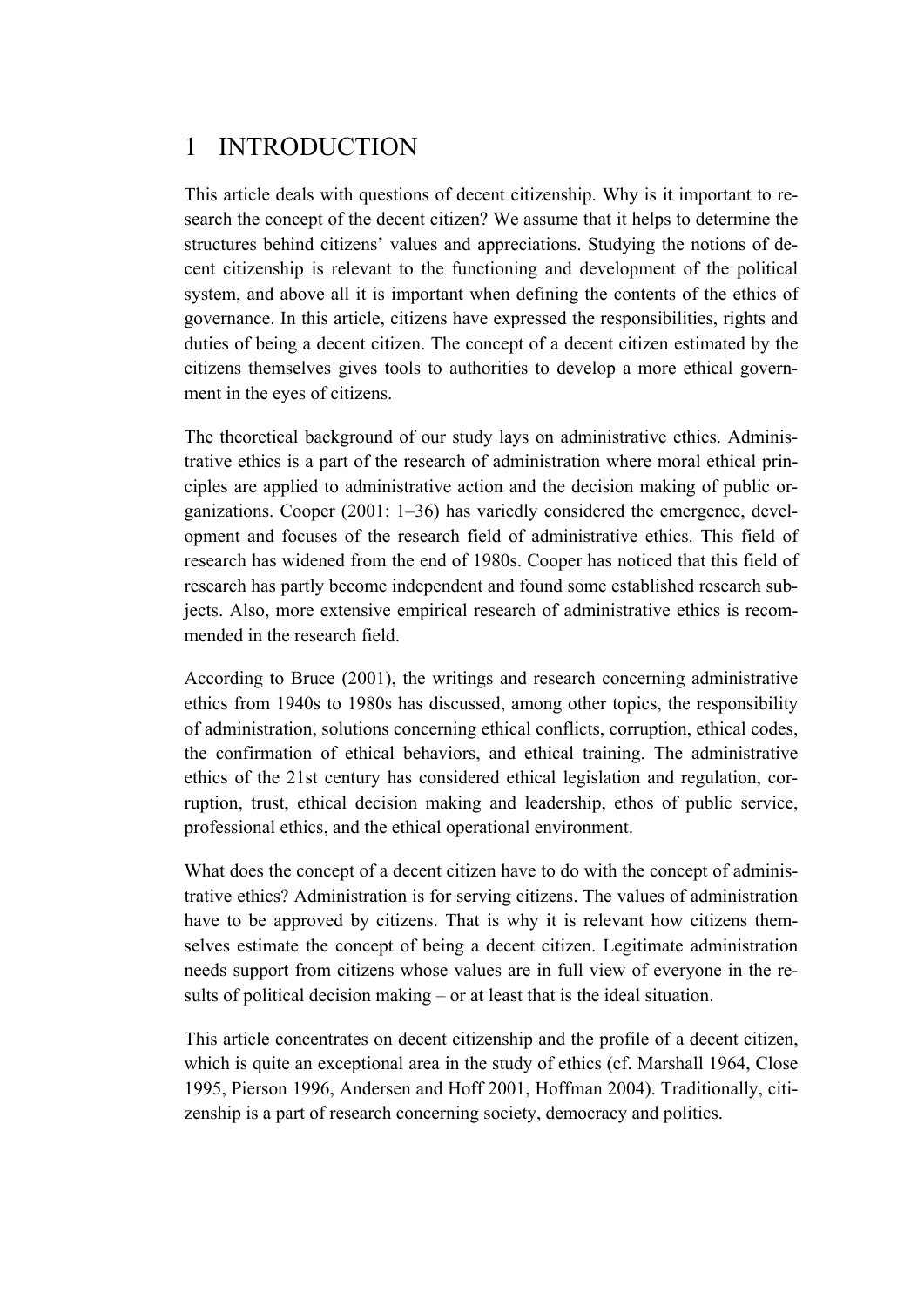# 1 INTRODUCTION

This article deals with questions of decent citizenship. Why is it important to research the concept of the decent citizen? We assume that it helps to determine the structures behind citizens' values and appreciations. Studying the notions of decent citizenship is relevant to the functioning and development of the political system, and above all it is important when defining the contents of the ethics of governance. In this article, citizens have expressed the responsibilities, rights and duties of being a decent citizen. The concept of a decent citizen estimated by the citizens themselves gives tools to authorities to develop a more ethical government in the eyes of citizens.

The theoretical background of our study lays on administrative ethics. Administrative ethics is a part of the research of administration where moral ethical principles are applied to administrative action and the decision making of public organizations. Cooper (2001: 1–36) has variedly considered the emergence, development and focuses of the research field of administrative ethics. This field of research has widened from the end of 1980s. Cooper has noticed that this field of research has partly become independent and found some established research subjects. Also, more extensive empirical research of administrative ethics is recommended in the research field.

According to Bruce (2001), the writings and research concerning administrative ethics from 1940s to 1980s has discussed, among other topics, the responsibility of administration, solutions concerning ethical conflicts, corruption, ethical codes, the confirmation of ethical behaviors, and ethical training. The administrative ethics of the 21st century has considered ethical legislation and regulation, corruption, trust, ethical decision making and leadership, ethos of public service, professional ethics, and the ethical operational environment.

What does the concept of a decent citizen have to do with the concept of administrative ethics? Administration is for serving citizens. The values of administration have to be approved by citizens. That is why it is relevant how citizens themselves estimate the concept of being a decent citizen. Legitimate administration needs support from citizens whose values are in full view of everyone in the results of political decision making – or at least that is the ideal situation.

This article concentrates on decent citizenship and the profile of a decent citizen, which is quite an exceptional area in the study of ethics (cf. Marshall 1964, Close 1995, Pierson 1996, Andersen and Hoff 2001, Hoffman 2004). Traditionally, citizenship is a part of research concerning society, democracy and politics.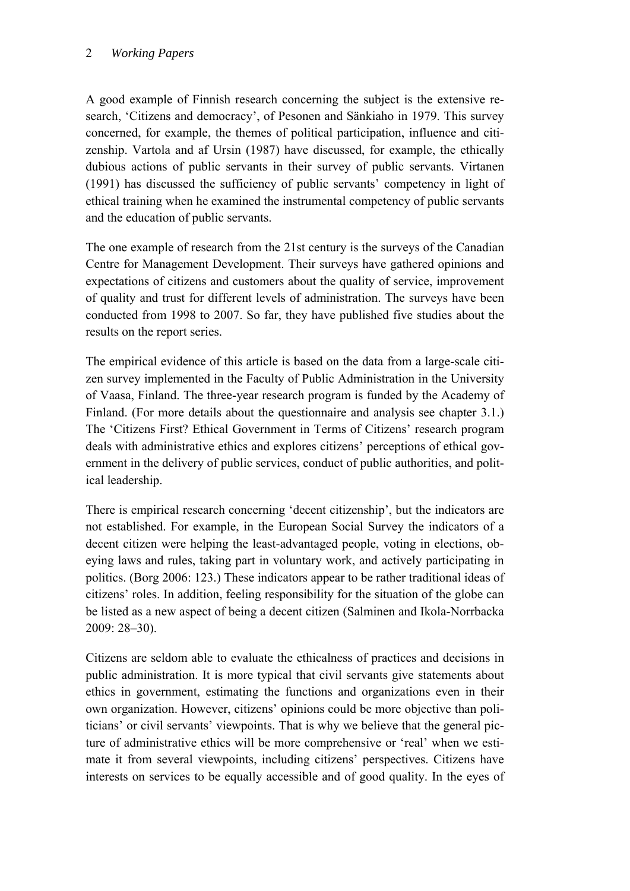A good example of Finnish research concerning the subject is the extensive research, 'Citizens and democracy', of Pesonen and Sänkiaho in 1979. This survey concerned, for example, the themes of political participation, influence and citizenship. Vartola and af Ursin (1987) have discussed, for example, the ethically dubious actions of public servants in their survey of public servants. Virtanen (1991) has discussed the sufficiency of public servants' competency in light of ethical training when he examined the instrumental competency of public servants and the education of public servants.

The one example of research from the 21st century is the surveys of the Canadian Centre for Management Development. Their surveys have gathered opinions and expectations of citizens and customers about the quality of service, improvement of quality and trust for different levels of administration. The surveys have been conducted from 1998 to 2007. So far, they have published five studies about the results on the report series.

The empirical evidence of this article is based on the data from a large-scale citizen survey implemented in the Faculty of Public Administration in the University of Vaasa, Finland. The three-year research program is funded by the Academy of Finland. (For more details about the questionnaire and analysis see chapter 3.1.) The 'Citizens First? Ethical Government in Terms of Citizens' research program deals with administrative ethics and explores citizens' perceptions of ethical government in the delivery of public services, conduct of public authorities, and political leadership.

There is empirical research concerning 'decent citizenship', but the indicators are not established. For example, in the European Social Survey the indicators of a decent citizen were helping the least-advantaged people, voting in elections, obeying laws and rules, taking part in voluntary work, and actively participating in politics. (Borg 2006: 123.) These indicators appear to be rather traditional ideas of citizens' roles. In addition, feeling responsibility for the situation of the globe can be listed as a new aspect of being a decent citizen (Salminen and Ikola-Norrbacka 2009: 28–30).

Citizens are seldom able to evaluate the ethicalness of practices and decisions in public administration. It is more typical that civil servants give statements about ethics in government, estimating the functions and organizations even in their own organization. However, citizens' opinions could be more objective than politicians' or civil servants' viewpoints. That is why we believe that the general picture of administrative ethics will be more comprehensive or 'real' when we estimate it from several viewpoints, including citizens' perspectives. Citizens have interests on services to be equally accessible and of good quality. In the eyes of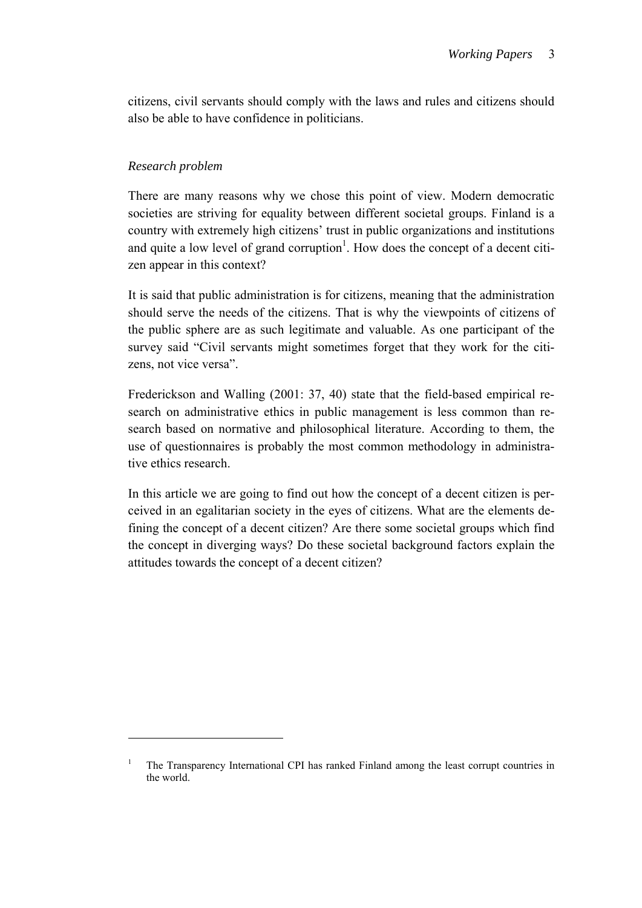citizens, civil servants should comply with the laws and rules and citizens should also be able to have confidence in politicians.

*Research problem*

There are many reasons why we chose this point of view. Modern democratic societies are striving for equality between different societal groups. Finland is a country with extremely high citizens' trust in public organizations and institutions and quite a low level of grand corruption[1]. How does the concept of a decent citizen appear in this context?

It is said that public administration is for citizens, meaning that the administration should serve the needs of the citizens. That is why the viewpoints of citizens of the public sphere are as such legitimate and valuable. As one participant of the survey said "Civil servants might sometimes forget that they work for the citizens, not vice versa".

Frederickson and Walling (2001: 37, 40) state that the field-based empirical research on administrative ethics in public management is less common than research based on normative and philosophical literature. According to them, the use of questionnaires is probably the most common methodology in administrative ethics research.

In this article we are going to find out how the concept of a decent citizen is perceived in an egalitarian society in the eyes of citizens. What are the elements defining the concept of a decent citizen? Are there some societal groups which find the concept in diverging ways? Do these societal background factors explain the attitudes towards the concept of a decent citizen?

---

[1] The Transparency International CPI has ranked Finland among the least corrupt countries in the world.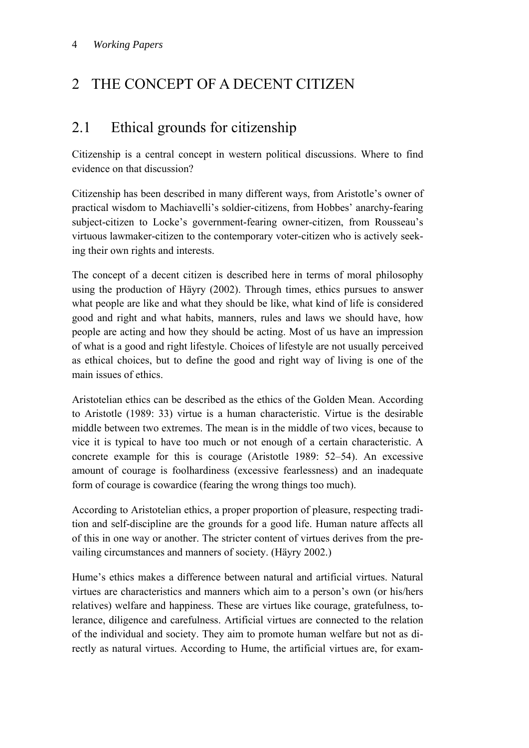# 2 THE CONCEPT OF A DECENT CITIZEN

## 2.1 Ethical grounds for citizenship

Citizenship is a central concept in western political discussions. Where to find evidence on that discussion?

Citizenship has been described in many different ways, from Aristotle's owner of practical wisdom to Machiavelli's soldier-citizens, from Hobbes' anarchy-fearing subject-citizen to Locke's government-fearing owner-citizen, from Rousseau's virtuous lawmaker-citizen to the contemporary voter-citizen who is actively seeking their own rights and interests.

The concept of a decent citizen is described here in terms of moral philosophy using the production of Häyry (2002). Through times, ethics pursues to answer what people are like and what they should be like, what kind of life is considered good and right and what habits, manners, rules and laws we should have, how people are acting and how they should be acting. Most of us have an impression of what is a good and right lifestyle. Choices of lifestyle are not usually perceived as ethical choices, but to define the good and right way of living is one of the main issues of ethics.

Aristotelian ethics can be described as the ethics of the Golden Mean. According to Aristotle (1989: 33) virtue is a human characteristic. Virtue is the desirable middle between two extremes. The mean is in the middle of two vices, because to vice it is typical to have too much or not enough of a certain characteristic. A concrete example for this is courage (Aristotle 1989: 52–54). An excessive amount of courage is foolhardiness (excessive fearlessness) and an inadequate form of courage is cowardice (fearing the wrong things too much).

According to Aristotelian ethics, a proper proportion of pleasure, respecting tradition and self-discipline are the grounds for a good life. Human nature affects all of this in one way or another. The stricter content of virtues derives from the prevailing circumstances and manners of society. (Häyry 2002.)

Hume's ethics makes a difference between natural and artificial virtues. Natural virtues are characteristics and manners which aim to a person's own (or his/hers relatives) welfare and happiness. These are virtues like courage, gratefulness, tolerance, diligence and carefulness. Artificial virtues are connected to the relation of the individual and society. They aim to promote human welfare but not as directly as natural virtues. According to Hume, the artificial virtues are, for exam-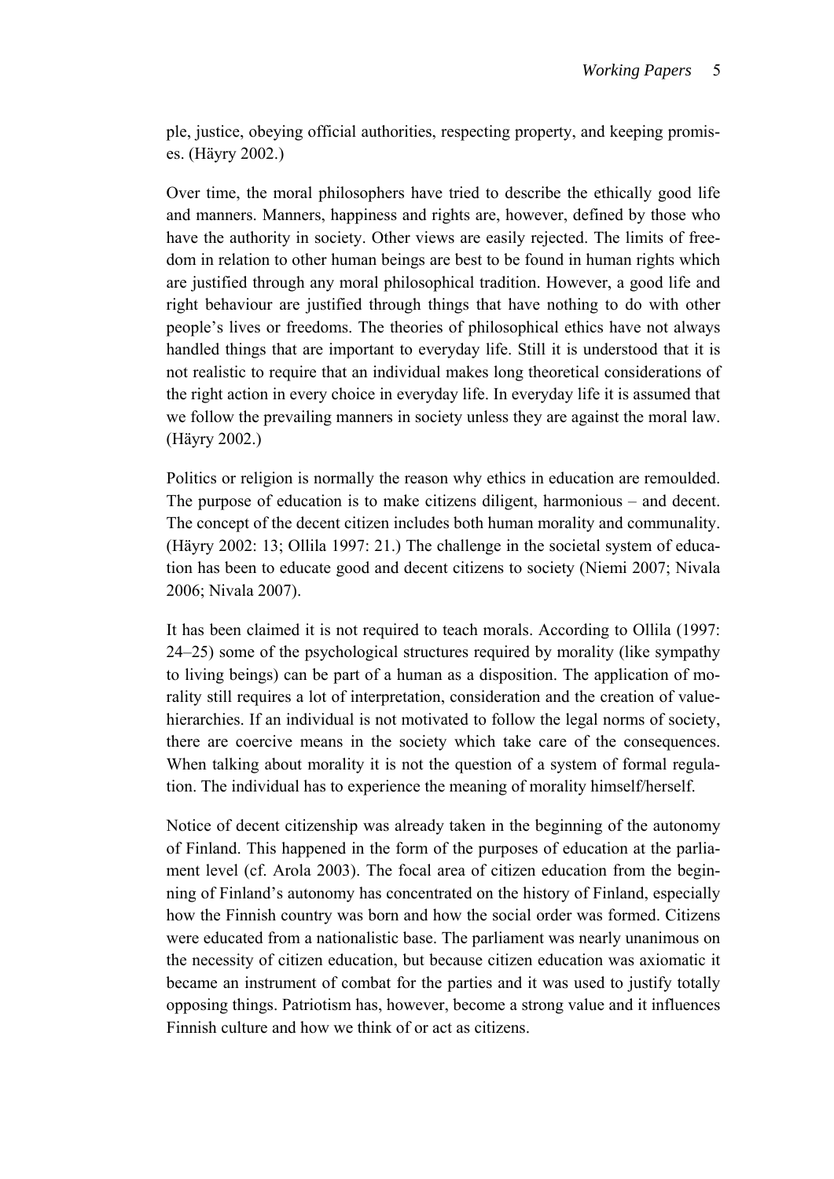ple, justice, obeying official authorities, respecting property, and keeping promises. (Häyry 2002.)

Over time, the moral philosophers have tried to describe the ethically good life and manners. Manners, happiness and rights are, however, defined by those who have the authority in society. Other views are easily rejected. The limits of freedom in relation to other human beings are best to be found in human rights which are justified through any moral philosophical tradition. However, a good life and right behaviour are justified through things that have nothing to do with other people's lives or freedoms. The theories of philosophical ethics have not always handled things that are important to everyday life. Still it is understood that it is not realistic to require that an individual makes long theoretical considerations of the right action in every choice in everyday life. In everyday life it is assumed that we follow the prevailing manners in society unless they are against the moral law. (Häyry 2002.)

Politics or religion is normally the reason why ethics in education are remoulded. The purpose of education is to make citizens diligent, harmonious – and decent. The concept of the decent citizen includes both human morality and communality. (Häyry 2002: 13; Ollila 1997: 21.) The challenge in the societal system of education has been to educate good and decent citizens to society (Niemi 2007; Nivala 2006; Nivala 2007).

It has been claimed it is not required to teach morals. According to Ollila (1997: 24–25) some of the psychological structures required by morality (like sympathy to living beings) can be part of a human as a disposition. The application of morality still requires a lot of interpretation, consideration and the creation of value-hierarchies. If an individual is not motivated to follow the legal norms of society, there are coercive means in the society which take care of the consequences. When talking about morality it is not the question of a system of formal regulation. The individual has to experience the meaning of morality himself/herself.

Notice of decent citizenship was already taken in the beginning of the autonomy of Finland. This happened in the form of the purposes of education at the parliament level (cf. Arola 2003). The focal area of citizen education from the beginning of Finland's autonomy has concentrated on the history of Finland, especially how the Finnish country was born and how the social order was formed. Citizens were educated from a nationalistic base. The parliament was nearly unanimous on the necessity of citizen education, but because citizen education was axiomatic it became an instrument of combat for the parties and it was used to justify totally opposing things. Patriotism has, however, become a strong value and it influences Finnish culture and how we think of or act as citizens.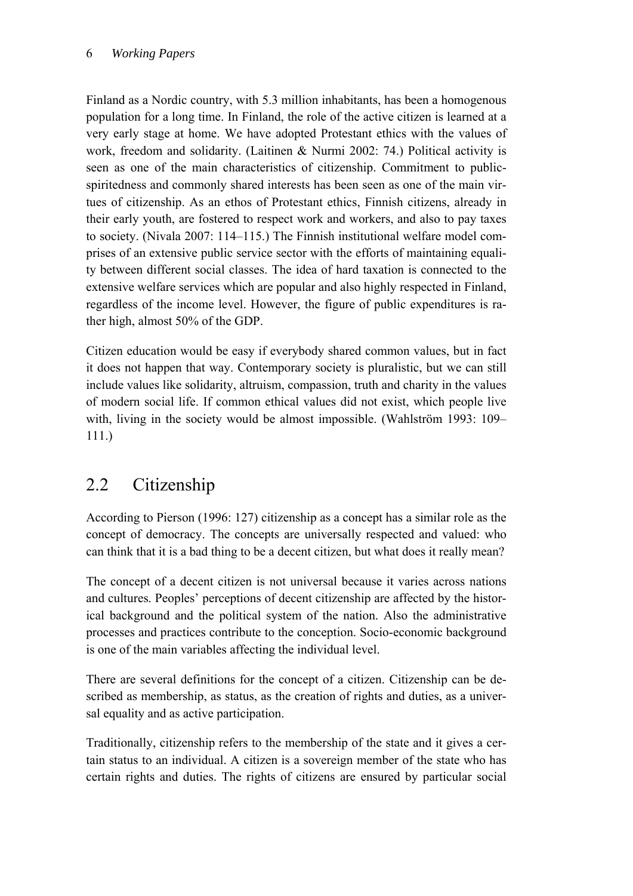Finland as a Nordic country, with 5.3 million inhabitants, has been a homogenous population for a long time. In Finland, the role of the active citizen is learned at a very early stage at home. We have adopted Protestant ethics with the values of work, freedom and solidarity. (Laitinen & Nurmi 2002: 74.) Political activity is seen as one of the main characteristics of citizenship. Commitment to public-spiritedness and commonly shared interests has been seen as one of the main virtues of citizenship. As an ethos of Protestant ethics, Finnish citizens, already in their early youth, are fostered to respect work and workers, and also to pay taxes to society. (Nivala 2007: 114–115.) The Finnish institutional welfare model comprises of an extensive public service sector with the efforts of maintaining equality between different social classes. The idea of hard taxation is connected to the extensive welfare services which are popular and also highly respected in Finland, regardless of the income level. However, the figure of public expenditures is rather high, almost 50% of the GDP.

Citizen education would be easy if everybody shared common values, but in fact it does not happen that way. Contemporary society is pluralistic, but we can still include values like solidarity, altruism, compassion, truth and charity in the values of modern social life. If common ethical values did not exist, which people live with, living in the society would be almost impossible. (Wahlström 1993: 109–111.)

## 2.2 Citizenship

According to Pierson (1996: 127) citizenship as a concept has a similar role as the concept of democracy. The concepts are universally respected and valued: who can think that it is a bad thing to be a decent citizen, but what does it really mean?

The concept of a decent citizen is not universal because it varies across nations and cultures. Peoples' perceptions of decent citizenship are affected by the historical background and the political system of the nation. Also the administrative processes and practices contribute to the conception. Socio-economic background is one of the main variables affecting the individual level.

There are several definitions for the concept of a citizen. Citizenship can be described as membership, as status, as the creation of rights and duties, as a universal equality and as active participation.

Traditionally, citizenship refers to the membership of the state and it gives a certain status to an individual. A citizen is a sovereign member of the state who has certain rights and duties. The rights of citizens are ensured by particular social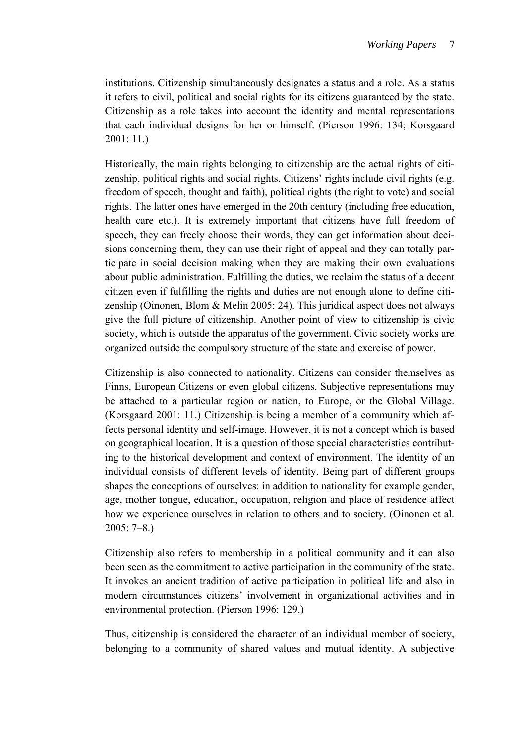institutions. Citizenship simultaneously designates a status and a role. As a status it refers to civil, political and social rights for its citizens guaranteed by the state. Citizenship as a role takes into account the identity and mental representations that each individual designs for her or himself. (Pierson 1996: 134; Korsgaard 2001: 11.)

Historically, the main rights belonging to citizenship are the actual rights of citizenship, political rights and social rights. Citizens' rights include civil rights (e.g. freedom of speech, thought and faith), political rights (the right to vote) and social rights. The latter ones have emerged in the 20th century (including free education, health care etc.). It is extremely important that citizens have full freedom of speech, they can freely choose their words, they can get information about decisions concerning them, they can use their right of appeal and they can totally participate in social decision making when they are making their own evaluations about public administration. Fulfilling the duties, we reclaim the status of a decent citizen even if fulfilling the rights and duties are not enough alone to define citizenship (Oinonen, Blom & Melin 2005: 24). This juridical aspect does not always give the full picture of citizenship. Another point of view to citizenship is civic society, which is outside the apparatus of the government. Civic society works are organized outside the compulsory structure of the state and exercise of power.

Citizenship is also connected to nationality. Citizens can consider themselves as Finns, European Citizens or even global citizens. Subjective representations may be attached to a particular region or nation, to Europe, or the Global Village. (Korsgaard 2001: 11.) Citizenship is being a member of a community which affects personal identity and self-image. However, it is not a concept which is based on geographical location. It is a question of those special characteristics contributing to the historical development and context of environment. The identity of an individual consists of different levels of identity. Being part of different groups shapes the conceptions of ourselves: in addition to nationality for example gender, age, mother tongue, education, occupation, religion and place of residence affect how we experience ourselves in relation to others and to society. (Oinonen et al. 2005: 7–8.)

Citizenship also refers to membership in a political community and it can also been seen as the commitment to active participation in the community of the state. It invokes an ancient tradition of active participation in political life and also in modern circumstances citizens' involvement in organizational activities and in environmental protection. (Pierson 1996: 129.)

Thus, citizenship is considered the character of an individual member of society, belonging to a community of shared values and mutual identity. A subjective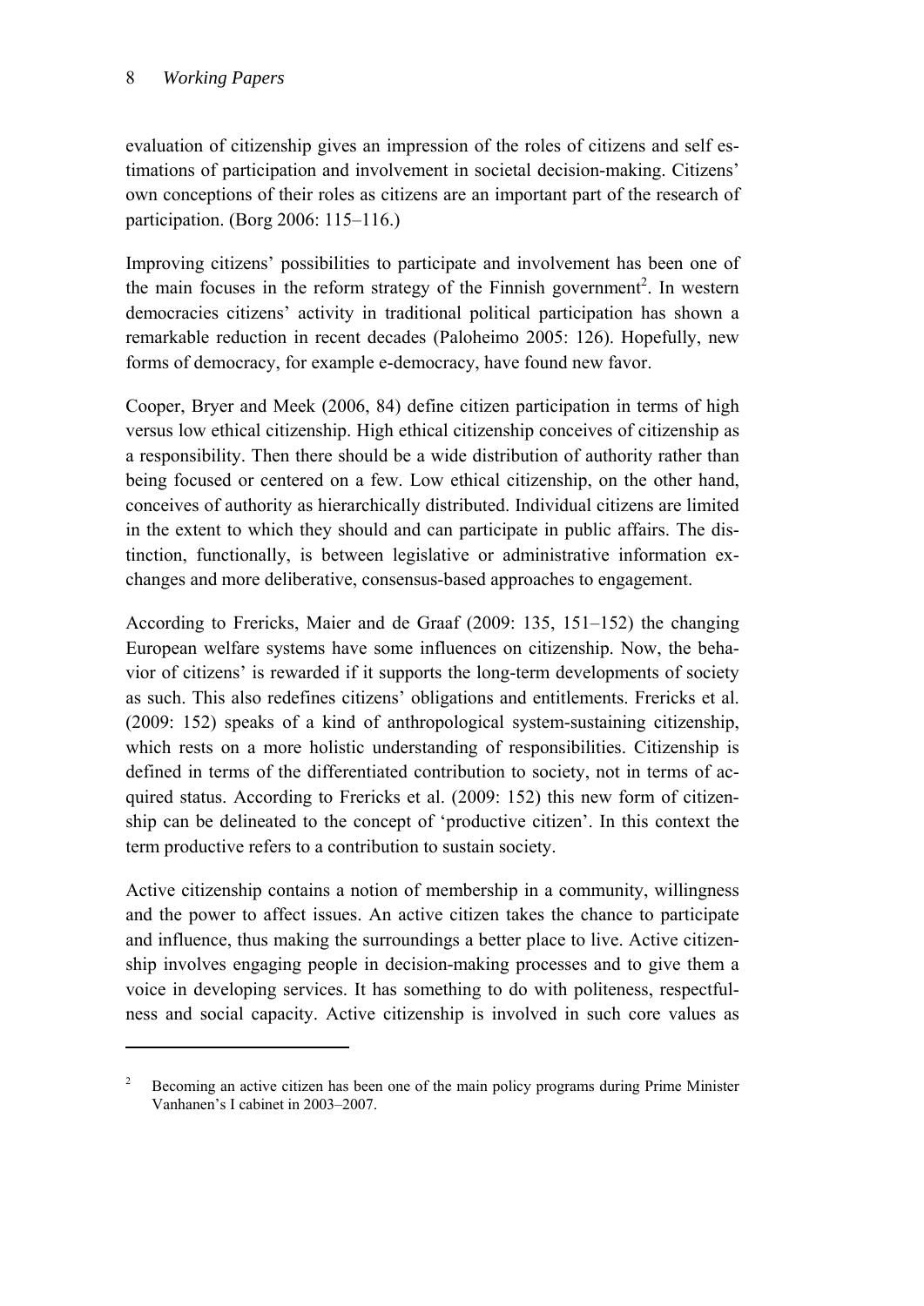evaluation of citizenship gives an impression of the roles of citizens and self estimations of participation and involvement in societal decision-making. Citizens' own conceptions of their roles as citizens are an important part of the research of participation. (Borg 2006: 115–116.)

Improving citizens' possibilities to participate and involvement has been one of the main focuses in the reform strategy of the Finnish government[2]. In western democracies citizens' activity in traditional political participation has shown a remarkable reduction in recent decades (Paloheimo 2005: 126). Hopefully, new forms of democracy, for example e-democracy, have found new favor.

Cooper, Bryer and Meek (2006, 84) define citizen participation in terms of high versus low ethical citizenship. High ethical citizenship conceives of citizenship as a responsibility. Then there should be a wide distribution of authority rather than being focused or centered on a few. Low ethical citizenship, on the other hand, conceives of authority as hierarchically distributed. Individual citizens are limited in the extent to which they should and can participate in public affairs. The distinction, functionally, is between legislative or administrative information exchanges and more deliberative, consensus-based approaches to engagement.

According to Frericks, Maier and de Graaf (2009: 135, 151–152) the changing European welfare systems have some influences on citizenship. Now, the behavior of citizens' is rewarded if it supports the long-term developments of society as such. This also redefines citizens' obligations and entitlements. Frericks et al. (2009: 152) speaks of a kind of anthropological system-sustaining citizenship, which rests on a more holistic understanding of responsibilities. Citizenship is defined in terms of the differentiated contribution to society, not in terms of acquired status. According to Frericks et al. (2009: 152) this new form of citizenship can be delineated to the concept of 'productive citizen'. In this context the term productive refers to a contribution to sustain society.

Active citizenship contains a notion of membership in a community, willingness and the power to affect issues. An active citizen takes the chance to participate and influence, thus making the surroundings a better place to live. Active citizenship involves engaging people in decision-making processes and to give them a voice in developing services. It has something to do with politeness, respectfulness and social capacity. Active citizenship is involved in such core values as

---

[2] Becoming an active citizen has been one of the main policy programs during Prime Minister Vanhanen's I cabinet in 2003–2007.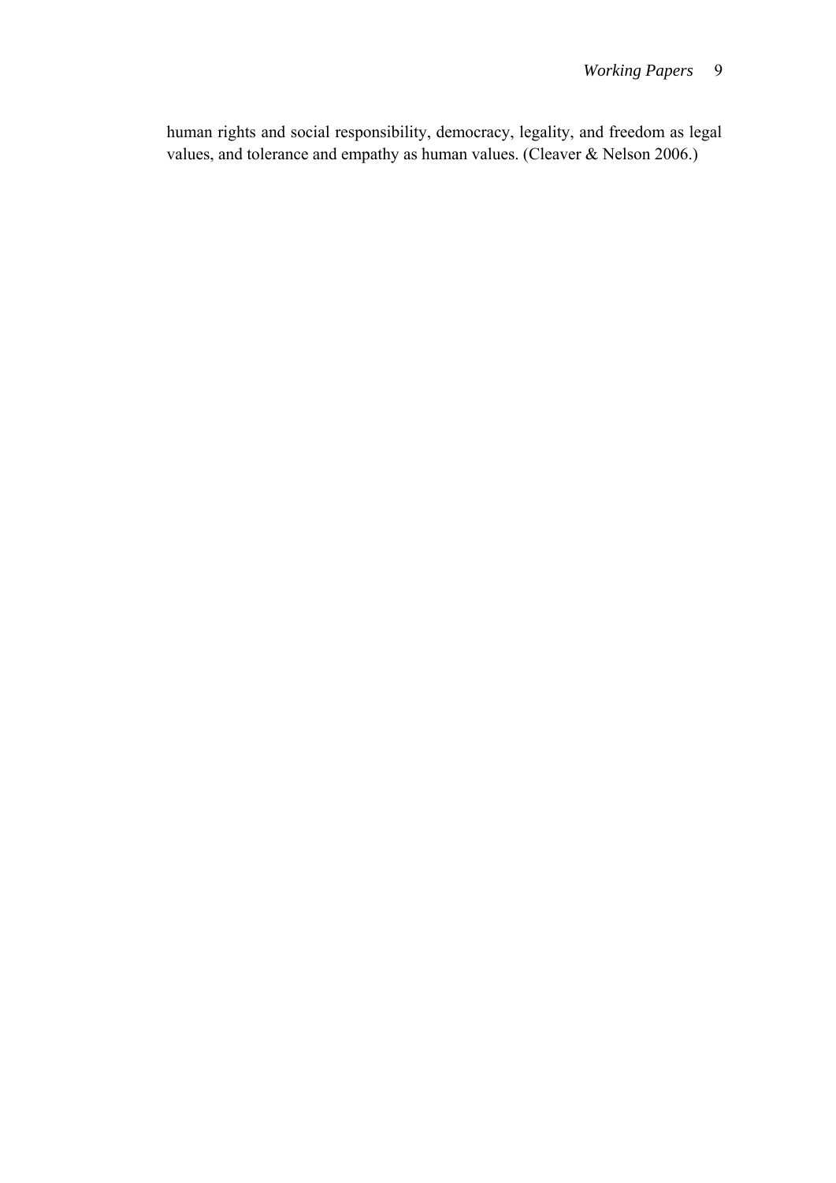human rights and social responsibility, democracy, legality, and freedom as legal values, and tolerance and empathy as human values. (Cleaver & Nelson 2006.)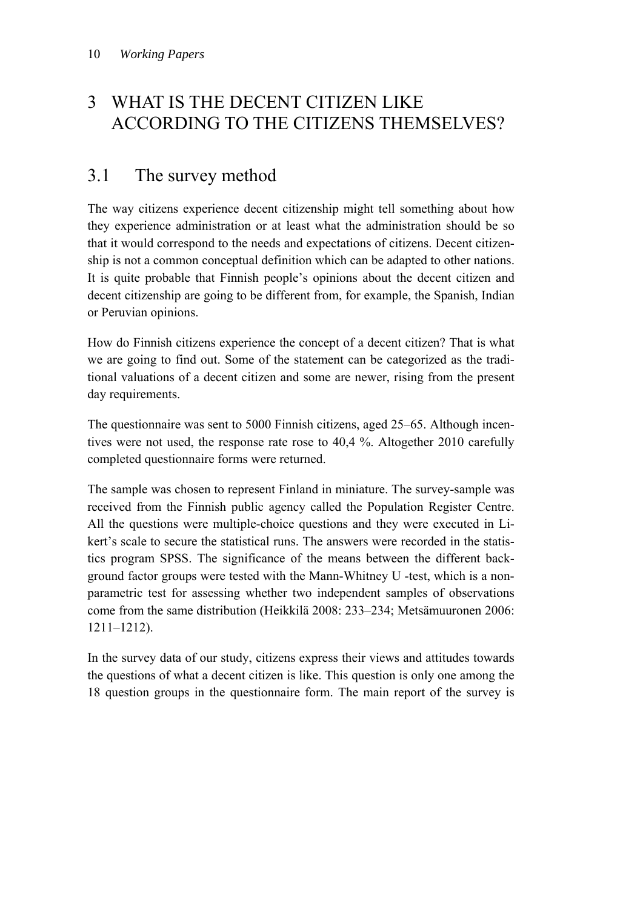# 3 WHAT IS THE DECENT CITIZEN LIKE ACCORDING TO THE CITIZENS THEMSELVES?

## 3.1 The survey method

The way citizens experience decent citizenship might tell something about how they experience administration or at least what the administration should be so that it would correspond to the needs and expectations of citizens. Decent citizenship is not a common conceptual definition which can be adapted to other nations. It is quite probable that Finnish people's opinions about the decent citizen and decent citizenship are going to be different from, for example, the Spanish, Indian or Peruvian opinions.

How do Finnish citizens experience the concept of a decent citizen? That is what we are going to find out. Some of the statement can be categorized as the traditional valuations of a decent citizen and some are newer, rising from the present day requirements.

The questionnaire was sent to 5000 Finnish citizens, aged 25–65. Although incentives were not used, the response rate rose to 40,4 %. Altogether 2010 carefully completed questionnaire forms were returned.

The sample was chosen to represent Finland in miniature. The survey-sample was received from the Finnish public agency called the Population Register Centre. All the questions were multiple-choice questions and they were executed in Likert's scale to secure the statistical runs. The answers were recorded in the statistics program SPSS. The significance of the means between the different background factor groups were tested with the Mann-Whitney U -test, which is a nonparametric test for assessing whether two independent samples of observations come from the same distribution (Heikkilä 2008: 233–234; Metsämuuronen 2006: 1211–1212).

In the survey data of our study, citizens express their views and attitudes towards the questions of what a decent citizen is like. This question is only one among the 18 question groups in the questionnaire form. The main report of the survey is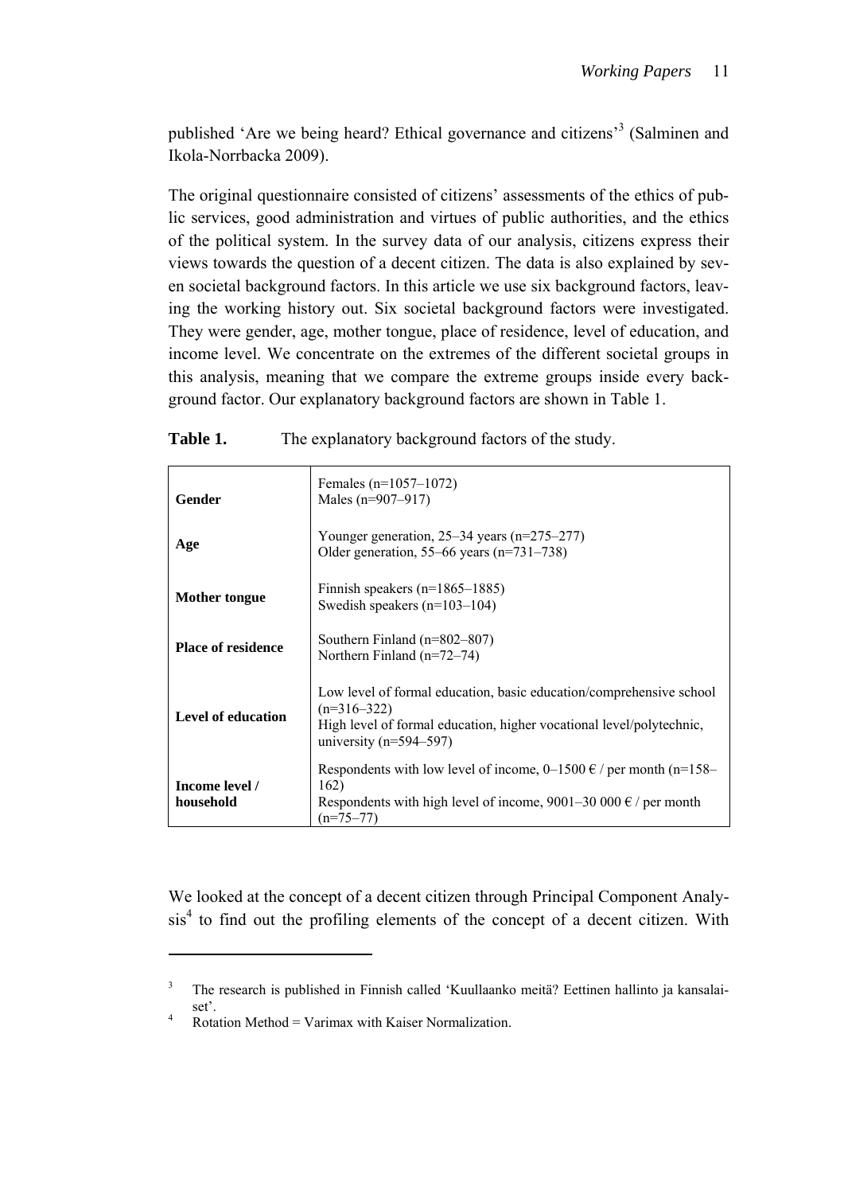published 'Are we being heard? Ethical governance and citizens'[3] (Salminen and Ikola-Norrbacka 2009).

The original questionnaire consisted of citizens' assessments of the ethics of public services, good administration and virtues of public authorities, and the ethics of the political system. In the survey data of our analysis, citizens express their views towards the question of a decent citizen. The data is also explained by seven societal background factors. In this article we use six background factors, leaving the working history out. Six societal background factors were investigated. They were gender, age, mother tongue, place of residence, level of education, and income level. We concentrate on the extremes of the different societal groups in this analysis, meaning that we compare the extreme groups inside every background factor. Our explanatory background factors are shown in Table 1.

**Table 1.** The explanatory background factors of the study.

| | |
|---|---|
| **Gender** | Females (n=1057–1072)<br>Males (n=907–917) |
| **Age** | Younger generation, 25–34 years (n=275–277)<br>Older generation, 55–66 years (n=731–738) |
| **Mother tongue** | Finnish speakers (n=1865–1885)<br>Swedish speakers (n=103–104) |
| **Place of residence** | Southern Finland (n=802–807)<br>Northern Finland (n=72–74) |
| **Level of education** | Low level of formal education, basic education/comprehensive school (n=316–322)<br>High level of formal education, higher vocational level/polytechnic, university (n=594–597) |
| **Income level / household** | Respondents with low level of income, 0–1500 € / per month (n=158–162)<br>Respondents with high level of income, 9001–30 000 € / per month (n=75–77) |

We looked at the concept of a decent citizen through Principal Component Analysis[4] to find out the profiling elements of the concept of a decent citizen. With

---

[3] The research is published in Finnish called 'Kuullaanko meitä? Eettinen hallinto ja kansalaiset'.

[4] Rotation Method = Varimax with Kaiser Normalization.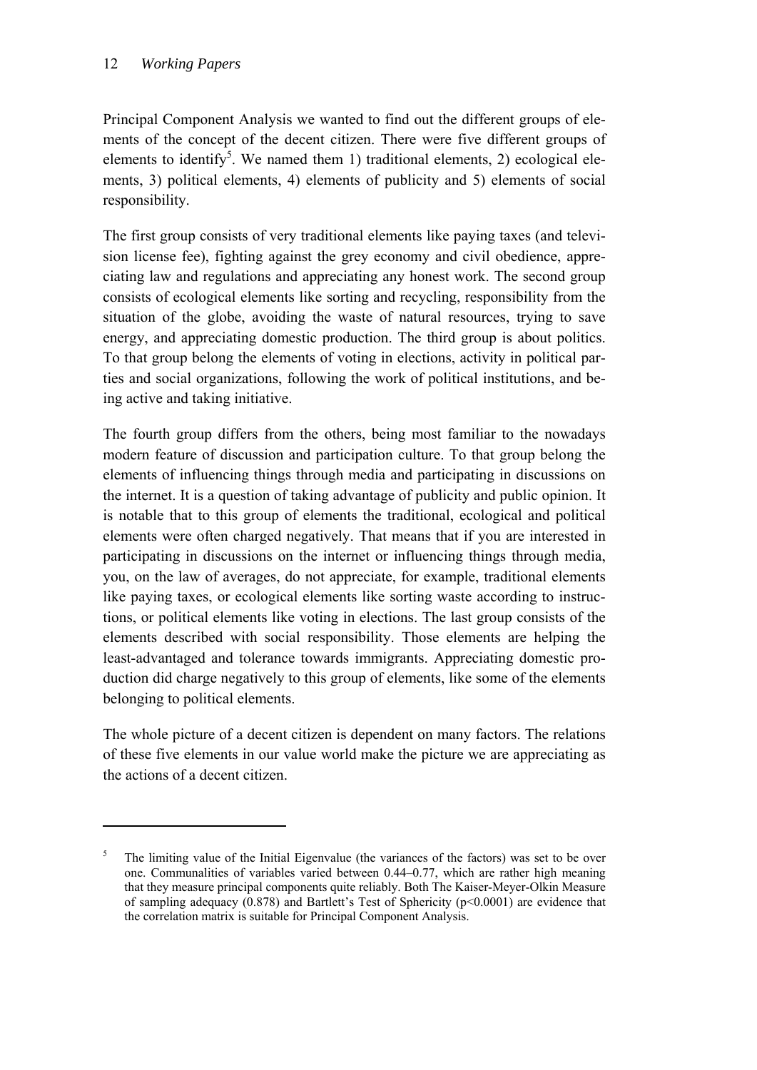Principal Component Analysis we wanted to find out the different groups of elements of the concept of the decent citizen. There were five different groups of elements to identify[5]. We named them 1) traditional elements, 2) ecological elements, 3) political elements, 4) elements of publicity and 5) elements of social responsibility.

The first group consists of very traditional elements like paying taxes (and television license fee), fighting against the grey economy and civil obedience, appreciating law and regulations and appreciating any honest work. The second group consists of ecological elements like sorting and recycling, responsibility from the situation of the globe, avoiding the waste of natural resources, trying to save energy, and appreciating domestic production. The third group is about politics. To that group belong the elements of voting in elections, activity in political parties and social organizations, following the work of political institutions, and being active and taking initiative.

The fourth group differs from the others, being most familiar to the nowadays modern feature of discussion and participation culture. To that group belong the elements of influencing things through media and participating in discussions on the internet. It is a question of taking advantage of publicity and public opinion. It is notable that to this group of elements the traditional, ecological and political elements were often charged negatively. That means that if you are interested in participating in discussions on the internet or influencing things through media, you, on the law of averages, do not appreciate, for example, traditional elements like paying taxes, or ecological elements like sorting waste according to instructions, or political elements like voting in elections. The last group consists of the elements described with social responsibility. Those elements are helping the least-advantaged and tolerance towards immigrants. Appreciating domestic production did charge negatively to this group of elements, like some of the elements belonging to political elements.

The whole picture of a decent citizen is dependent on many factors. The relations of these five elements in our value world make the picture we are appreciating as the actions of a decent citizen.

---

[5] The limiting value of the Initial Eigenvalue (the variances of the factors) was set to be over one. Communalities of variables varied between 0.44–0.77, which are rather high meaning that they measure principal components quite reliably. Both The Kaiser-Meyer-Olkin Measure of sampling adequacy (0.878) and Bartlett's Test of Sphericity ($p<0.0001$) are evidence that the correlation matrix is suitable for Principal Component Analysis.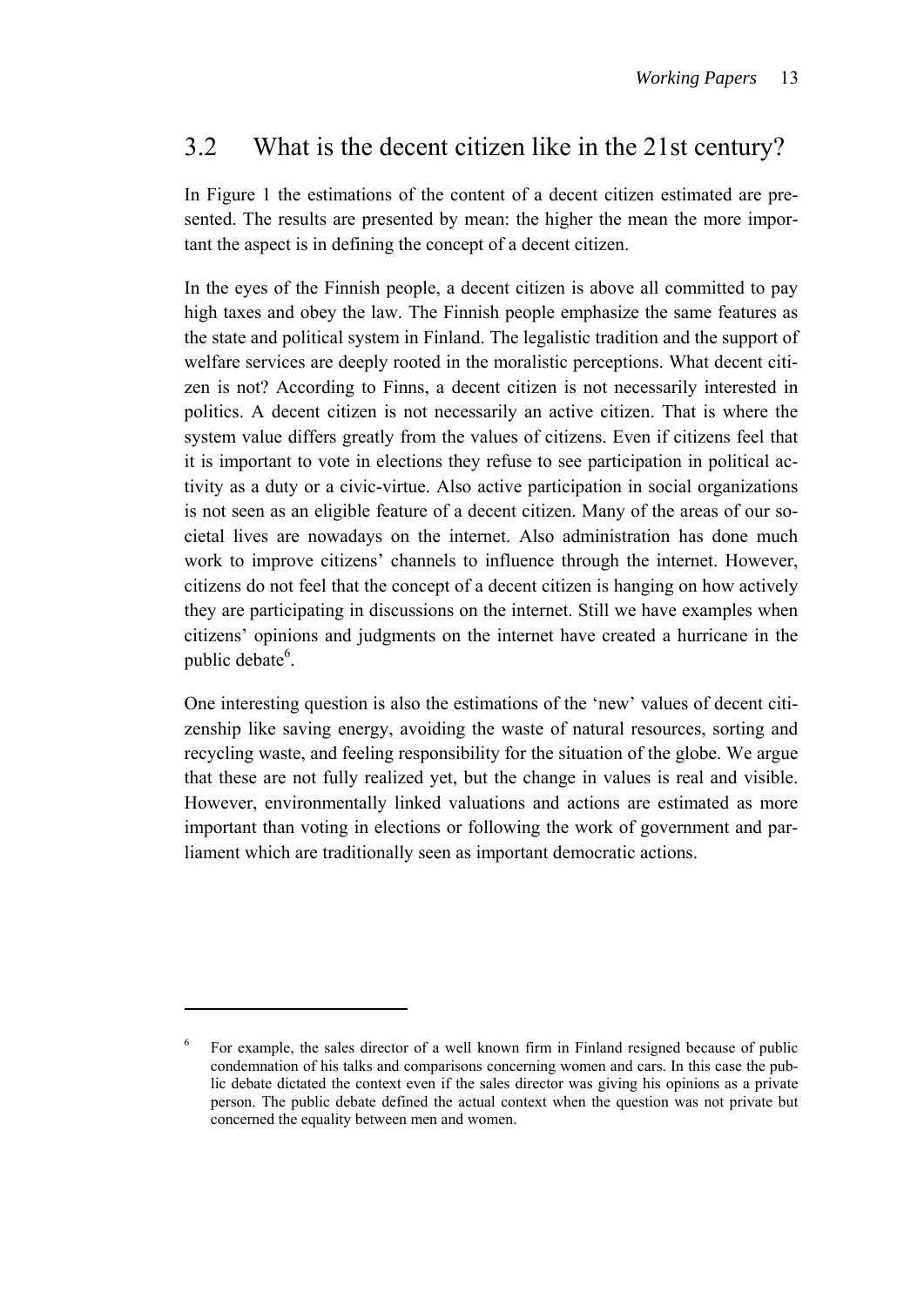## 3.2 What is the decent citizen like in the 21st century?

In Figure 1 the estimations of the content of a decent citizen estimated are presented. The results are presented by mean: the higher the mean the more important the aspect is in defining the concept of a decent citizen.

In the eyes of the Finnish people, a decent citizen is above all committed to pay high taxes and obey the law. The Finnish people emphasize the same features as the state and political system in Finland. The legalistic tradition and the support of welfare services are deeply rooted in the moralistic perceptions. What decent citizen is not? According to Finns, a decent citizen is not necessarily interested in politics. A decent citizen is not necessarily an active citizen. That is where the system value differs greatly from the values of citizens. Even if citizens feel that it is important to vote in elections they refuse to see participation in political activity as a duty or a civic-virtue. Also active participation in social organizations is not seen as an eligible feature of a decent citizen. Many of the areas of our societal lives are nowadays on the internet. Also administration has done much work to improve citizens' channels to influence through the internet. However, citizens do not feel that the concept of a decent citizen is hanging on how actively they are participating in discussions on the internet. Still we have examples when citizens' opinions and judgments on the internet have created a hurricane in the public debate[6].

One interesting question is also the estimations of the 'new' values of decent citizenship like saving energy, avoiding the waste of natural resources, sorting and recycling waste, and feeling responsibility for the situation of the globe. We argue that these are not fully realized yet, but the change in values is real and visible. However, environmentally linked valuations and actions are estimated as more important than voting in elections or following the work of government and parliament which are traditionally seen as important democratic actions.

---

[6] For example, the sales director of a well known firm in Finland resigned because of public condemnation of his talks and comparisons concerning women and cars. In this case the public debate dictated the context even if the sales director was giving his opinions as a private person. The public debate defined the actual context when the question was not private but concerned the equality between men and women.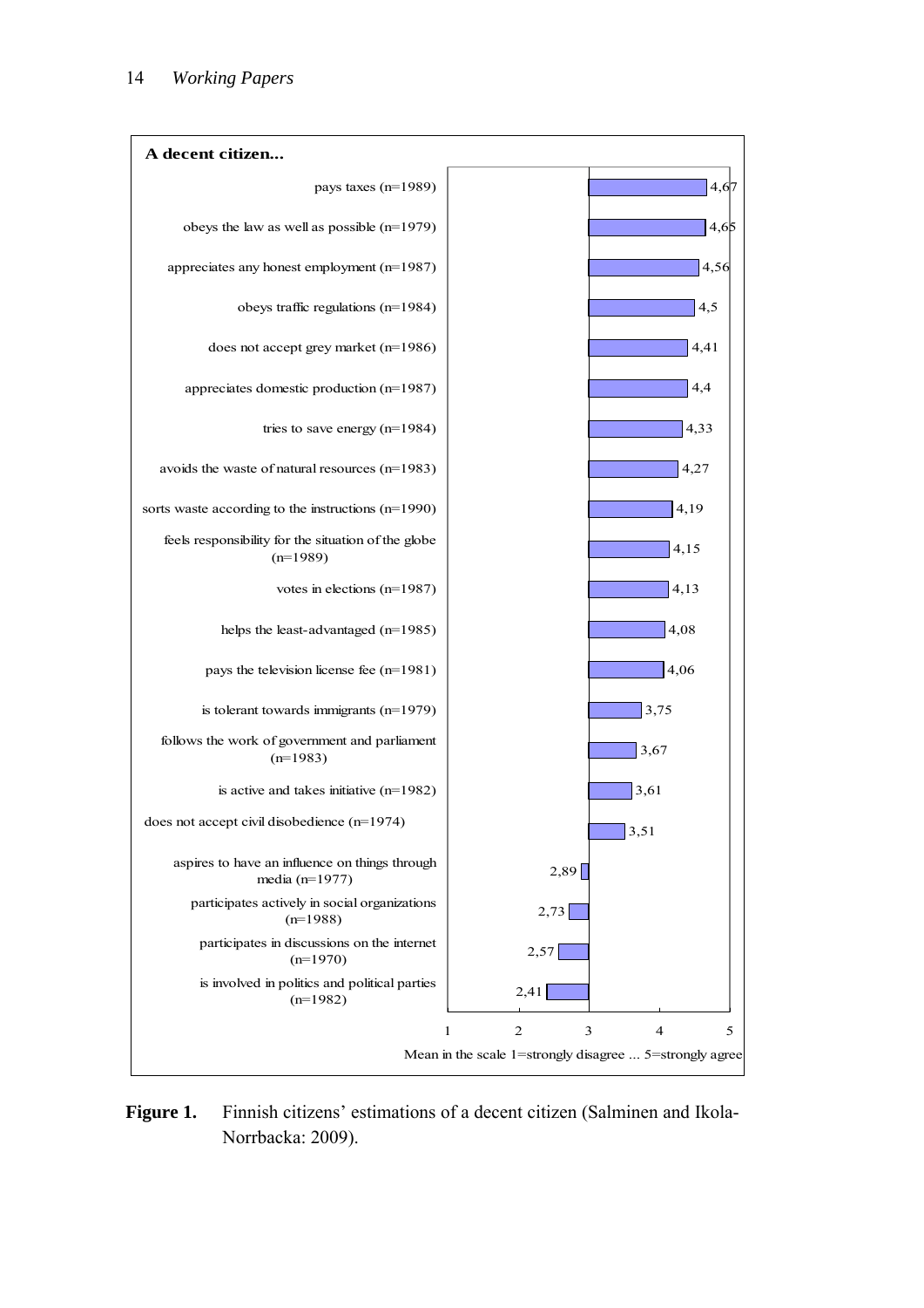**A decent citizen...**

| Statement | Mean |
|---|---|
| pays taxes (n=1989) | 4,67 |
| obeys the law as well as possible (n=1979) | 4,65 |
| appreciates any honest employment (n=1987) | 4,56 |
| obeys traffic regulations (n=1984) | 4,5 |
| does not accept grey market (n=1986) | 4,41 |
| appreciates domestic production (n=1987) | 4,4 |
| tries to save energy (n=1984) | 4,33 |
| avoids the waste of natural resources (n=1983) | 4,27 |
| sorts waste according to the instructions (n=1990) | 4,19 |
| feels responsibility for the situation of the globe (n=1989) | 4,15 |
| votes in elections (n=1987) | 4,13 |
| helps the least-advantaged (n=1985) | 4,08 |
| pays the television license fee (n=1981) | 4,06 |
| is tolerant towards immigrants (n=1979) | 3,75 |
| follows the work of government and parliament (n=1983) | 3,67 |
| is active and takes initiative (n=1982) | 3,61 |
| does not accept civil disobedience (n=1974) | 3,51 |
| aspires to have an influence on things through media (n=1977) | 2,89 |
| participates actively in social organizations (n=1988) | 2,73 |
| participates in discussions on the internet (n=1970) | 2,57 |
| is involved in politics and political parties (n=1982) | 2,41 |

Mean in the scale 1=strongly disagree ... 5=strongly agree

**Figure 1.** Finnish citizens' estimations of a decent citizen (Salminen and Ikola-Norrbacka: 2009).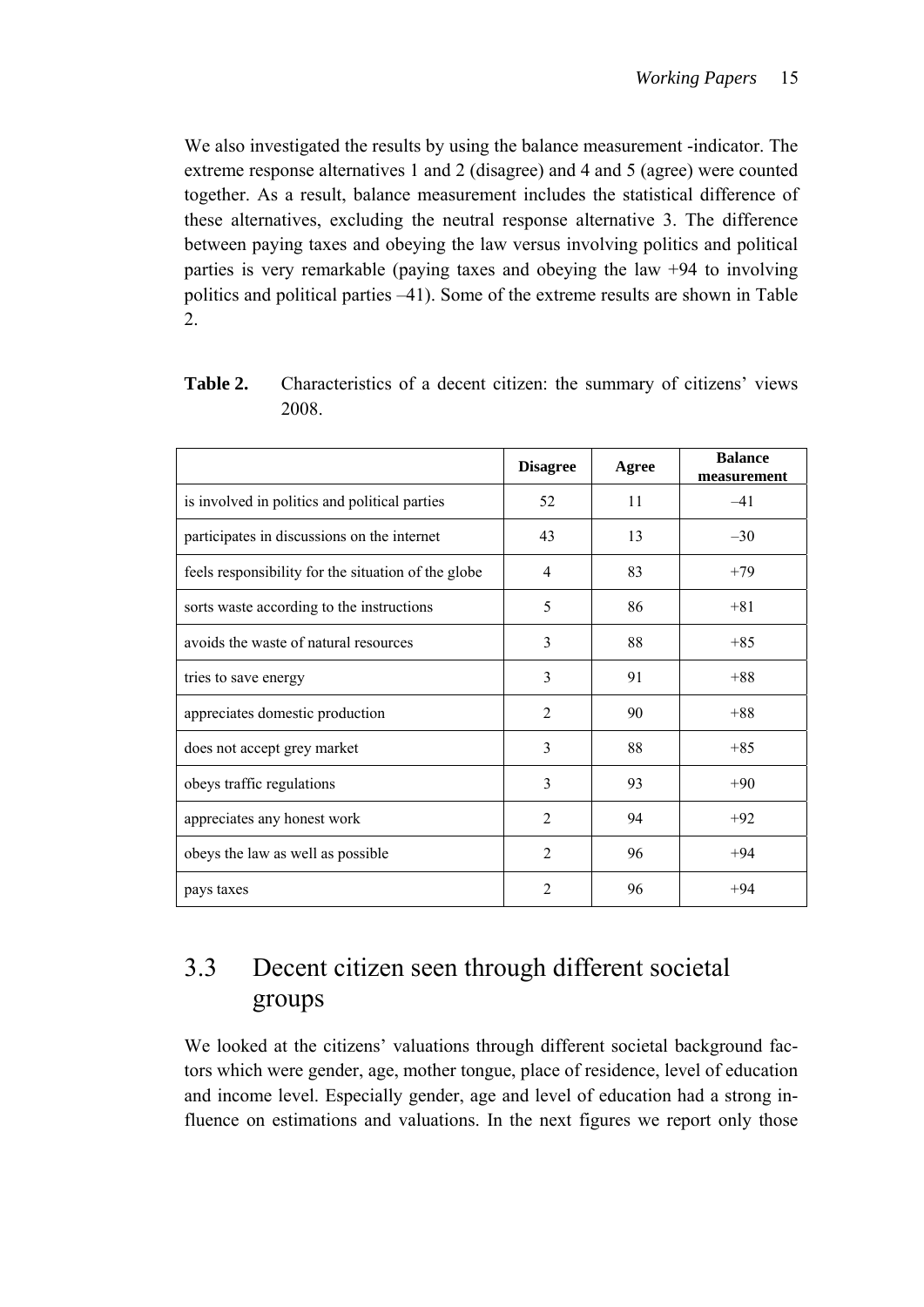We also investigated the results by using the balance measurement -indicator. The extreme response alternatives 1 and 2 (disagree) and 4 and 5 (agree) were counted together. As a result, balance measurement includes the statistical difference of these alternatives, excluding the neutral response alternative 3. The difference between paying taxes and obeying the law versus involving politics and political parties is very remarkable (paying taxes and obeying the law +94 to involving politics and political parties –41). Some of the extreme results are shown in Table 2.

**Table 2.** Characteristics of a decent citizen: the summary of citizens' views 2008.

| | Disagree | Agree | Balance measurement |
|---|---|---|---|
| is involved in politics and political parties | 52 | 11 | –41 |
| participates in discussions on the internet | 43 | 13 | –30 |
| feels responsibility for the situation of the globe | 4 | 83 | +79 |
| sorts waste according to the instructions | 5 | 86 | +81 |
| avoids the waste of natural resources | 3 | 88 | +85 |
| tries to save energy | 3 | 91 | +88 |
| appreciates domestic production | 2 | 90 | +88 |
| does not accept grey market | 3 | 88 | +85 |
| obeys traffic regulations | 3 | 93 | +90 |
| appreciates any honest work | 2 | 94 | +92 |
| obeys the law as well as possible | 2 | 96 | +94 |
| pays taxes | 2 | 96 | +94 |

## 3.3 Decent citizen seen through different societal groups

We looked at the citizens' valuations through different societal background factors which were gender, age, mother tongue, place of residence, level of education and income level. Especially gender, age and level of education had a strong influence on estimations and valuations. In the next figures we report only those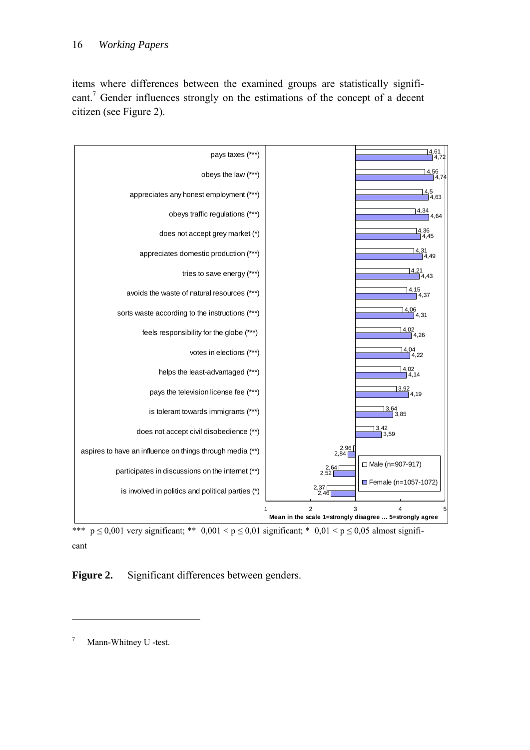items where differences between the examined groups are statistically significant.[7] Gender influences strongly on the estimations of the concept of a decent citizen (see Figure 2).

| Item | Male (n=907-917) | Female (n=1057-1072) |
|---|---|---|
| pays taxes (***) | 4,61 | 4,72 |
| obeys the law (***) | 4,56 | 4,74 |
| appreciates any honest employment (***) | 4,5 | 4,63 |
| obeys traffic regulations (***) | 4,34 | 4,64 |
| does not accept grey market (*) | 4,36 | 4,45 |
| appreciates domestic production (***) | 4,31 | 4,49 |
| tries to save energy (***) | 4,21 | 4,43 |
| avoids the waste of natural resources (***) | 4,15 | 4,37 |
| sorts waste according to the instructions (***) | 4,06 | 4,31 |
| feels responsibility for the globe (***) | 4,02 | 4,26 |
| votes in elections (***) | 4,04 | 4,22 |
| helps the least-advantaged (***) | 4,02 | 4,14 |
| pays the television license fee (***) | 3,92 | 4,19 |
| is tolerant towards immigrants (***) | 3,64 | 3,85 |
| does not accept civil disobedience (**) | 3,42 | 3,59 |
| aspires to have an influence on things through media (**) | 2,96 | 2,84 |
| participates in discussions on the internet (**) | 2,64 | 2,52 |
| is involved in politics and political parties (*) | 2,37 | 2,46 |

Mean in the scale 1=strongly disagree … 5=strongly agree

*** $p \leq 0{,}001$ very significant; ** $0{,}001 < p \leq 0{,}01$ significant; * $0{,}01 < p \leq 0{,}05$ almost significant

**Figure 2.** Significant differences between genders.

---

[7] Mann-Whitney U -test.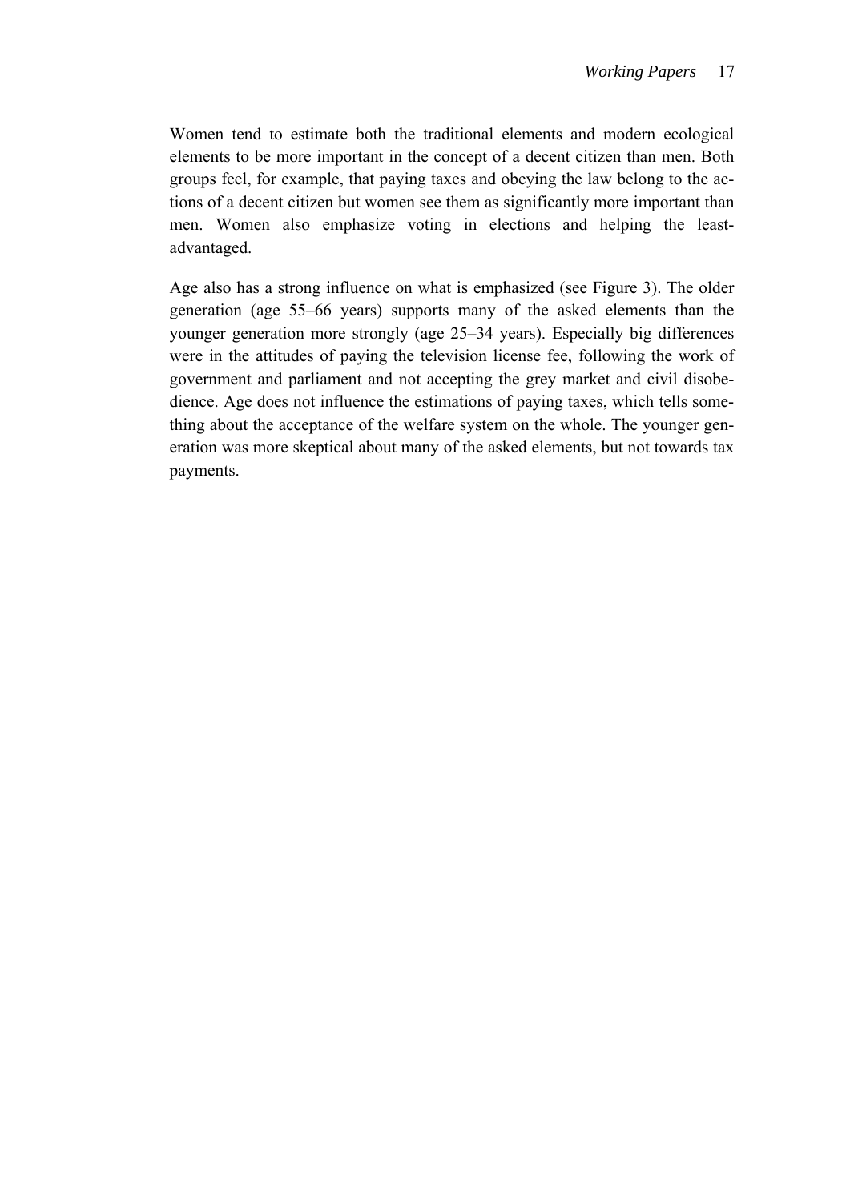Women tend to estimate both the traditional elements and modern ecological elements to be more important in the concept of a decent citizen than men. Both groups feel, for example, that paying taxes and obeying the law belong to the actions of a decent citizen but women see them as significantly more important than men. Women also emphasize voting in elections and helping the least-advantaged.

Age also has a strong influence on what is emphasized (see Figure 3). The older generation (age 55–66 years) supports many of the asked elements than the younger generation more strongly (age 25–34 years). Especially big differences were in the attitudes of paying the television license fee, following the work of government and parliament and not accepting the grey market and civil disobedience. Age does not influence the estimations of paying taxes, which tells something about the acceptance of the welfare system on the whole. The younger generation was more skeptical about many of the asked elements, but not towards tax payments.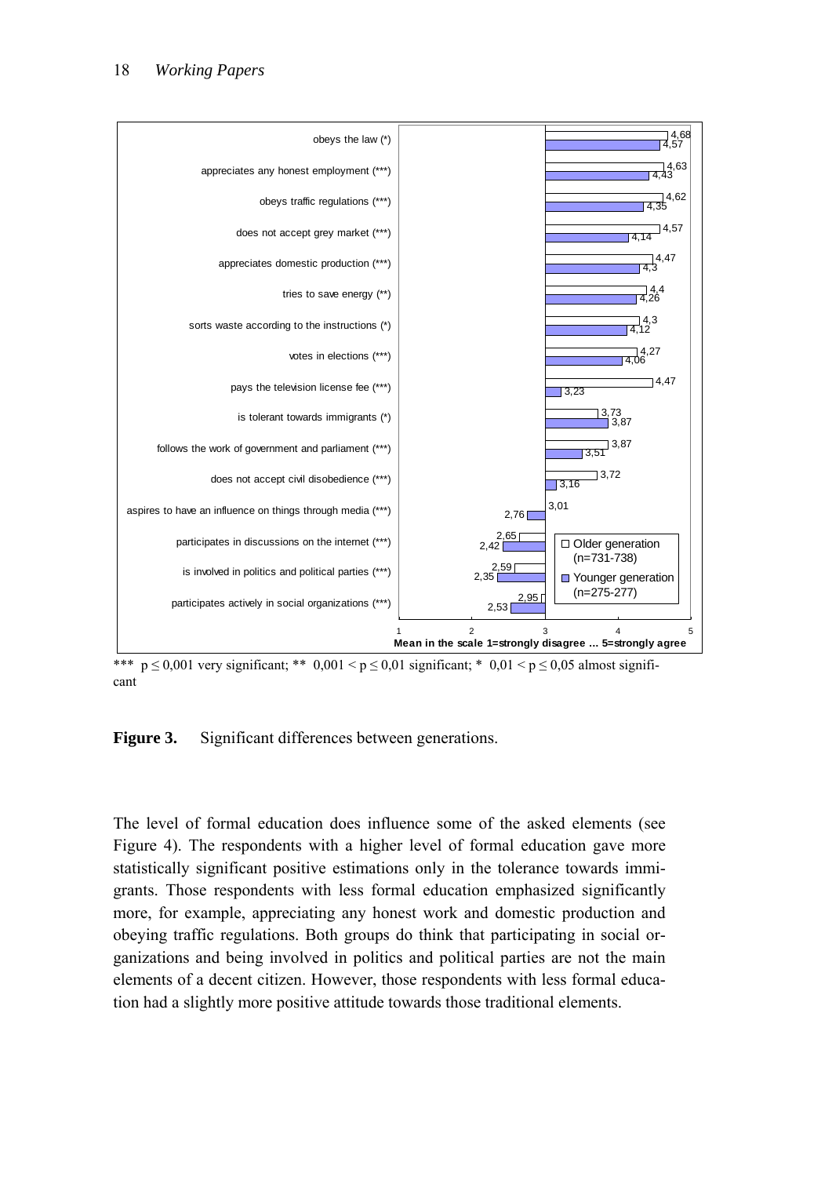| | Older generation (n=731-738) | Younger generation (n=275-277) |
|---|---|---|
| obeys the law (*) | 4,68 | 4,57 |
| appreciates any honest employment (***) | 4,63 | 4,43 |
| obeys traffic regulations (***) | 4,62 | 4,35 |
| does not accept grey market (***) | 4,57 | 4,14 |
| appreciates domestic production (***) | 4,47 | 4,3 |
| tries to save energy (**) | 4,4 | 4,26 |
| sorts waste according to the instructions (*) | 4,3 | 4,12 |
| votes in elections (***) | 4,27 | 4,06 |
| pays the television license fee (***) | 4,47 | 3,23 |
| is tolerant towards immigrants (*) | 3,73 | 3,87 |
| follows the work of government and parliament (***) | 3,87 | 3,51 |
| does not accept civil disobedience (***) | 3,72 | 3,16 |
| aspires to have an influence on things through media (***) | 3,01 | 2,76 |
| participates in discussions on the internet (***) | 2,65 | 2,42 |
| is involved in politics and political parties (***) | 2,59 | 2,35 |
| participates actively in social organizations (***) | 2,95 | 2,53 |

Mean in the scale 1=strongly disagree ... 5=strongly agree

*** $p \leq 0{,}001$ very significant; ** $0{,}001 < p \leq 0{,}01$ significant; * $0{,}01 < p \leq 0{,}05$ almost significant

**Figure 3.** Significant differences between generations.

The level of formal education does influence some of the asked elements (see Figure 4). The respondents with a higher level of formal education gave more statistically significant positive estimations only in the tolerance towards immigrants. Those respondents with less formal education emphasized significantly more, for example, appreciating any honest work and domestic production and obeying traffic regulations. Both groups do think that participating in social organizations and being involved in politics and political parties are not the main elements of a decent citizen. However, those respondents with less formal education had a slightly more positive attitude towards those traditional elements.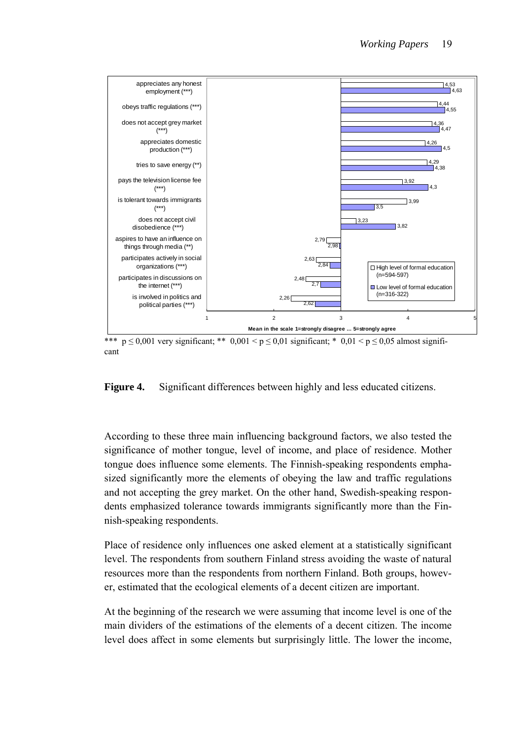| Element | High level of formal education (n=594-597) | Low level of formal education (n=316-322) |
|---|---|---|
| appreciates any honest employment (***) | 4,53 | 4,63 |
| obeys traffic regulations (***) | 4,44 | 4,55 |
| does not accept grey market (***) | 4,36 | 4,47 |
| appreciates domestic production (***) | 4,26 | 4,5 |
| tries to save energy (**) | 4,29 | 4,38 |
| pays the television license fee (***) | 3,92 | 4,3 |
| is tolerant towards immigrants (***) | 3,99 | 3,5 |
| does not accept civil disobedience (***) | 3,23 | 3,82 |
| aspires to have an influence on things through media (**) | 2,79 | 2,98 |
| participates actively in social organizations (***) | 2,63 | 2,84 |
| participates in discussions on the internet (***) | 2,48 | 2,7 |
| is involved in politics and political parties (***) | 2,26 | 2,62 |

Mean in the scale 1=strongly disagree ... 5=strongly agree

*** $p \leq 0,001$ very significant; ** $0,001 < p \leq 0,01$ significant; * $0,01 < p \leq 0,05$ almost significant

**Figure 4.** Significant differences between highly and less educated citizens.

According to these three main influencing background factors, we also tested the significance of mother tongue, level of income, and place of residence. Mother tongue does influence some elements. The Finnish-speaking respondents emphasized significantly more the elements of obeying the law and traffic regulations and not accepting the grey market. On the other hand, Swedish-speaking respondents emphasized tolerance towards immigrants significantly more than the Finnish-speaking respondents.

Place of residence only influences one asked element at a statistically significant level. The respondents from southern Finland stress avoiding the waste of natural resources more than the respondents from northern Finland. Both groups, however, estimated that the ecological elements of a decent citizen are important.

At the beginning of the research we were assuming that income level is one of the main dividers of the estimations of the elements of a decent citizen. The income level does affect in some elements but surprisingly little. The lower the income,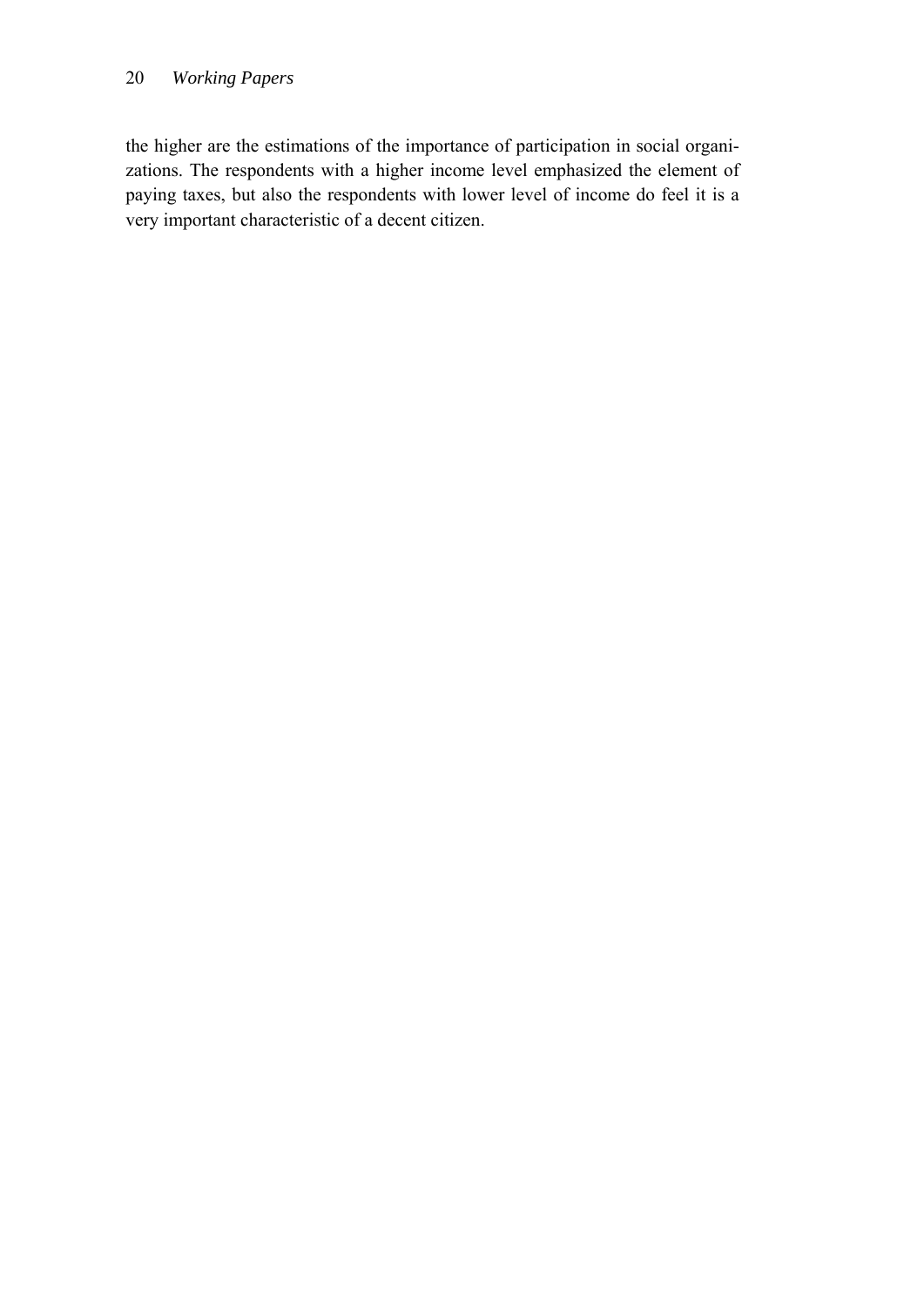the higher are the estimations of the importance of participation in social organizations. The respondents with a higher income level emphasized the element of paying taxes, but also the respondents with lower level of income do feel it is a very important characteristic of a decent citizen.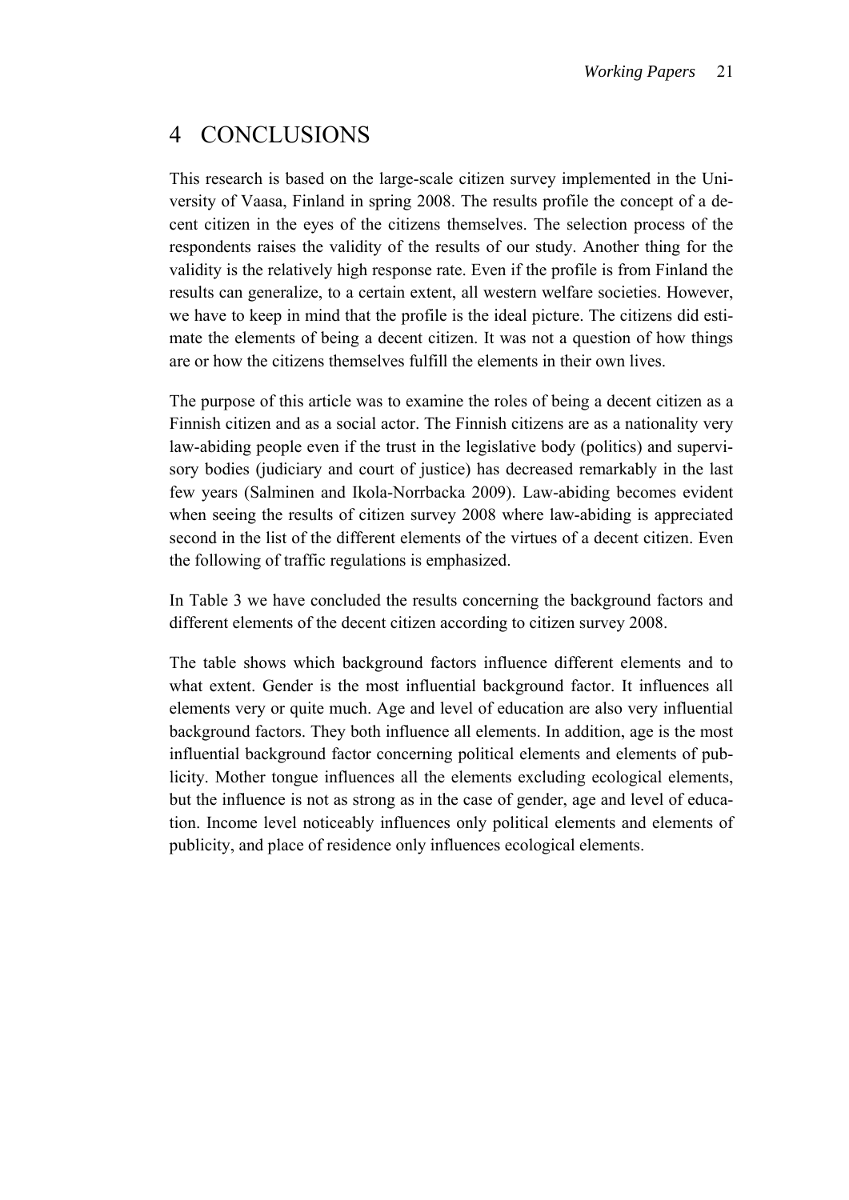# 4 CONCLUSIONS

This research is based on the large-scale citizen survey implemented in the University of Vaasa, Finland in spring 2008. The results profile the concept of a decent citizen in the eyes of the citizens themselves. The selection process of the respondents raises the validity of the results of our study. Another thing for the validity is the relatively high response rate. Even if the profile is from Finland the results can generalize, to a certain extent, all western welfare societies. However, we have to keep in mind that the profile is the ideal picture. The citizens did estimate the elements of being a decent citizen. It was not a question of how things are or how the citizens themselves fulfill the elements in their own lives.

The purpose of this article was to examine the roles of being a decent citizen as a Finnish citizen and as a social actor. The Finnish citizens are as a nationality very law-abiding people even if the trust in the legislative body (politics) and supervisory bodies (judiciary and court of justice) has decreased remarkably in the last few years (Salminen and Ikola-Norrbacka 2009). Law-abiding becomes evident when seeing the results of citizen survey 2008 where law-abiding is appreciated second in the list of the different elements of the virtues of a decent citizen. Even the following of traffic regulations is emphasized.

In Table 3 we have concluded the results concerning the background factors and different elements of the decent citizen according to citizen survey 2008.

The table shows which background factors influence different elements and to what extent. Gender is the most influential background factor. It influences all elements very or quite much. Age and level of education are also very influential background factors. They both influence all elements. In addition, age is the most influential background factor concerning political elements and elements of publicity. Mother tongue influences all the elements excluding ecological elements, but the influence is not as strong as in the case of gender, age and level of education. Income level noticeably influences only political elements and elements of publicity, and place of residence only influences ecological elements.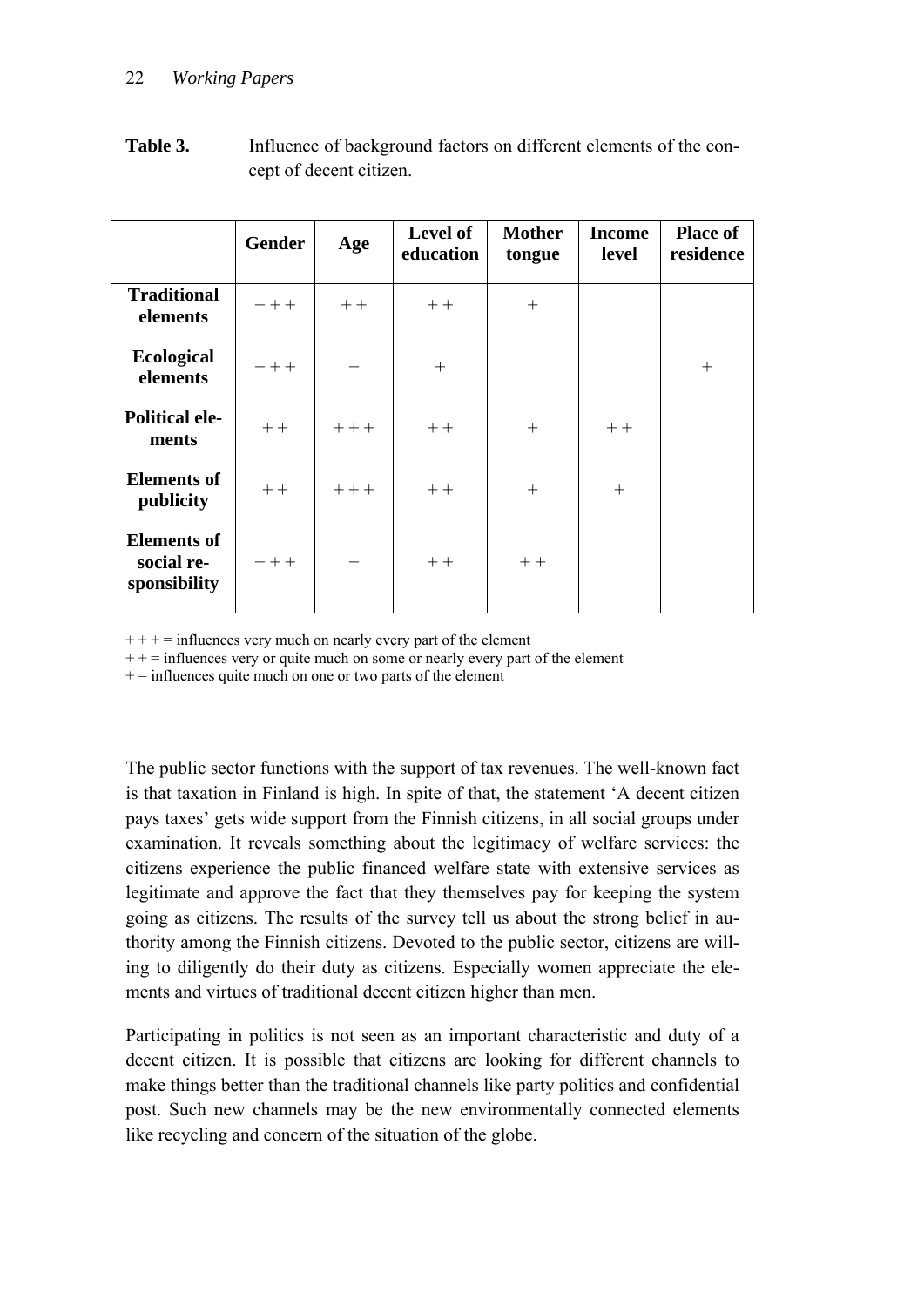**Table 3.** Influence of background factors on different elements of the concept of decent citizen.

| | Gender | Age | Level of education | Mother tongue | Income level | Place of residence |
|---|---|---|---|---|---|---|
| **Traditional elements** | + + + | + + | + + | + | | |
| **Ecological elements** | + + + | + | + | | | + |
| **Political elements** | + + | + + + | + + | + | + + | |
| **Elements of publicity** | + + | + + + | + + | + | + | |
| **Elements of social responsibility** | + + + | + | + + | + + | | |

+ + + = influences very much on nearly every part of the element
+ + = influences very or quite much on some or nearly every part of the element
+ = influences quite much on one or two parts of the element

The public sector functions with the support of tax revenues. The well-known fact is that taxation in Finland is high. In spite of that, the statement 'A decent citizen pays taxes' gets wide support from the Finnish citizens, in all social groups under examination. It reveals something about the legitimacy of welfare services: the citizens experience the public financed welfare state with extensive services as legitimate and approve the fact that they themselves pay for keeping the system going as citizens. The results of the survey tell us about the strong belief in authority among the Finnish citizens. Devoted to the public sector, citizens are willing to diligently do their duty as citizens. Especially women appreciate the elements and virtues of traditional decent citizen higher than men.

Participating in politics is not seen as an important characteristic and duty of a decent citizen. It is possible that citizens are looking for different channels to make things better than the traditional channels like party politics and confidential post. Such new channels may be the new environmentally connected elements like recycling and concern of the situation of the globe.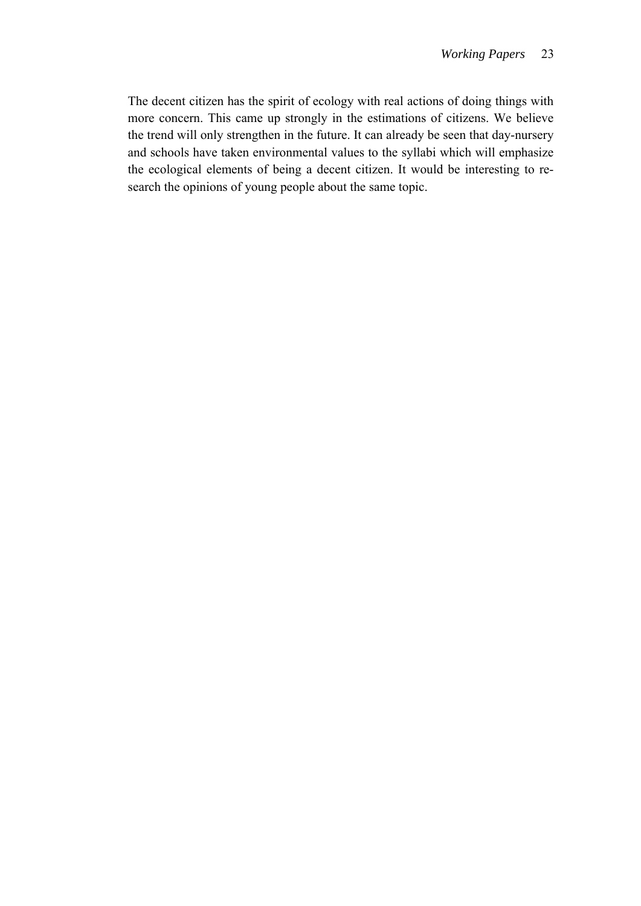The decent citizen has the spirit of ecology with real actions of doing things with more concern. This came up strongly in the estimations of citizens. We believe the trend will only strengthen in the future. It can already be seen that day-nursery and schools have taken environmental values to the syllabi which will emphasize the ecological elements of being a decent citizen. It would be interesting to research the opinions of young people about the same topic.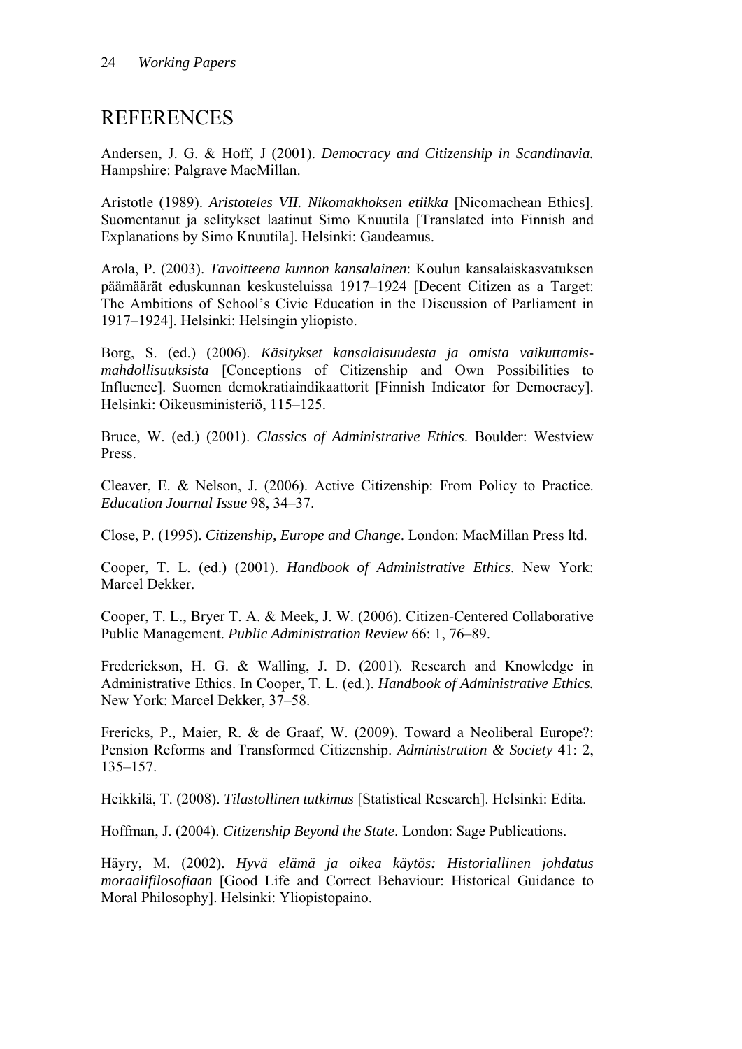# REFERENCES

Andersen, J. G. & Hoff, J (2001). *Democracy and Citizenship in Scandinavia.* Hampshire: Palgrave MacMillan.

Aristotle (1989). *Aristoteles VII. Nikomakhoksen etiikka* [Nicomachean Ethics]. Suomentanut ja selitykset laatinut Simo Knuutila [Translated into Finnish and Explanations by Simo Knuutila]. Helsinki: Gaudeamus.

Arola, P. (2003). *Tavoitteena kunnon kansalainen*: Koulun kansalaiskasvatuksen päämäärät eduskunnan keskusteluissa 1917–1924 [Decent Citizen as a Target: The Ambitions of School's Civic Education in the Discussion of Parliament in 1917–1924]. Helsinki: Helsingin yliopisto.

Borg, S. (ed.) (2006). *Käsitykset kansalaisuudesta ja omista vaikuttamis-mahdollisuuksista* [Conceptions of Citizenship and Own Possibilities to Influence]. Suomen demokratiaindikaattorit [Finnish Indicator for Democracy]. Helsinki: Oikeusministeriö, 115–125.

Bruce, W. (ed.) (2001). *Classics of Administrative Ethics*. Boulder: Westview Press.

Cleaver, E. & Nelson, J. (2006). Active Citizenship: From Policy to Practice. *Education Journal Issue* 98, 34–37.

Close, P. (1995). *Citizenship, Europe and Change*. London: MacMillan Press ltd.

Cooper, T. L. (ed.) (2001). *Handbook of Administrative Ethics*. New York: Marcel Dekker.

Cooper, T. L., Bryer T. A. & Meek, J. W. (2006). Citizen-Centered Collaborative Public Management. *Public Administration Review* 66: 1, 76–89.

Frederickson, H. G. & Walling, J. D. (2001). Research and Knowledge in Administrative Ethics. In Cooper, T. L. (ed.). *Handbook of Administrative Ethics.* New York: Marcel Dekker, 37–58.

Frericks, P., Maier, R. & de Graaf, W. (2009). Toward a Neoliberal Europe?: Pension Reforms and Transformed Citizenship. *Administration & Society* 41: 2, 135–157.

Heikkilä, T. (2008). *Tilastollinen tutkimus* [Statistical Research]. Helsinki: Edita.

Hoffman, J. (2004). *Citizenship Beyond the State*. London: Sage Publications.

Häyry, M. (2002). *Hyvä elämä ja oikea käytös: Historiallinen johdatus moraalifilosofiaan* [Good Life and Correct Behaviour: Historical Guidance to Moral Philosophy]. Helsinki: Yliopistopaino.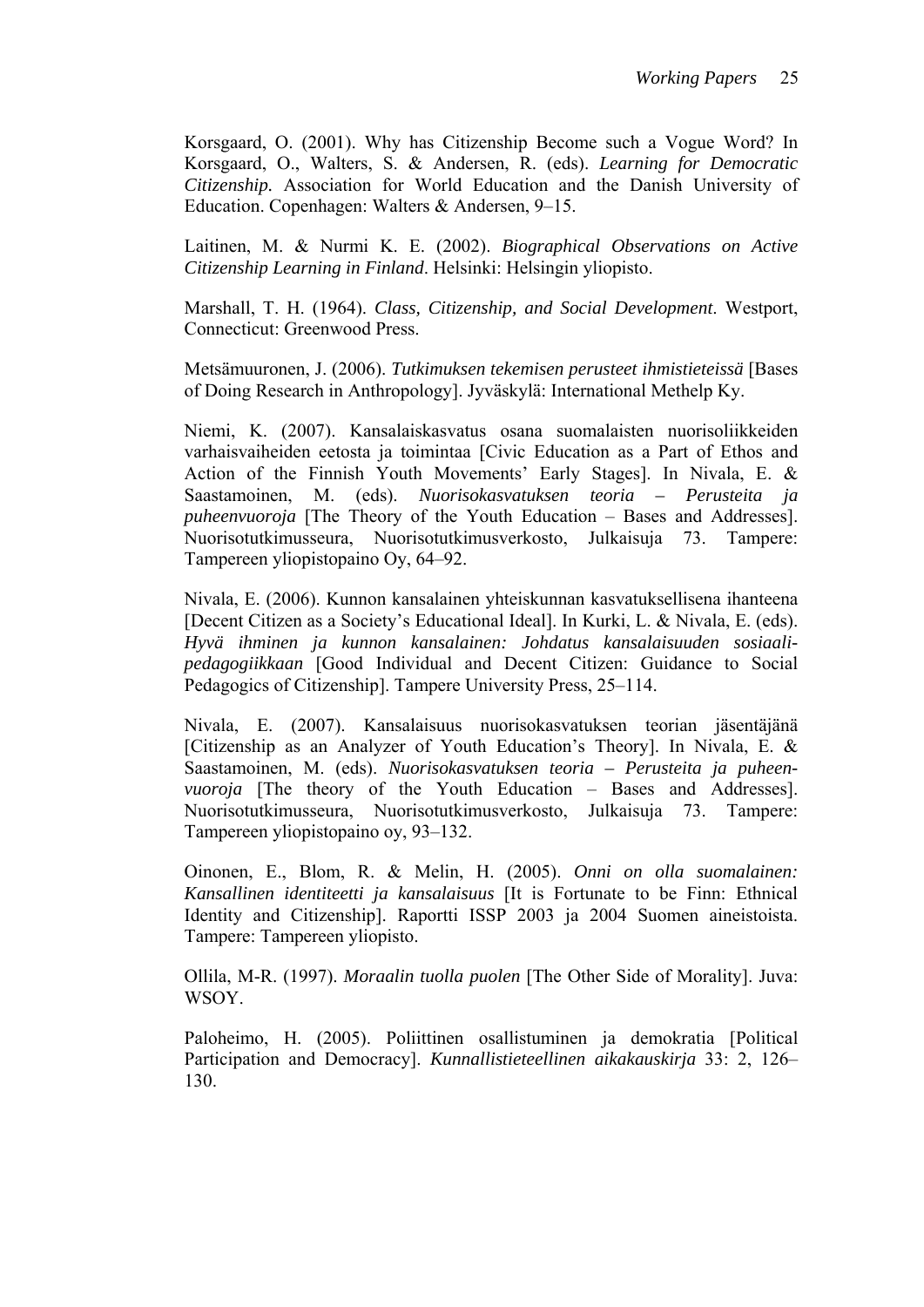Korsgaard, O. (2001). Why has Citizenship Become such a Vogue Word? In Korsgaard, O., Walters, S. & Andersen, R. (eds). *Learning for Democratic Citizenship.* Association for World Education and the Danish University of Education. Copenhagen: Walters & Andersen, 9–15.

Laitinen, M. & Nurmi K. E. (2002). *Biographical Observations on Active Citizenship Learning in Finland*. Helsinki: Helsingin yliopisto.

Marshall, T. H. (1964). *Class, Citizenship, and Social Development*. Westport, Connecticut: Greenwood Press.

Metsämuuronen, J. (2006). *Tutkimuksen tekemisen perusteet ihmistieteissä* [Bases of Doing Research in Anthropology]. Jyväskylä: International Methelp Ky.

Niemi, K. (2007). Kansalaiskasvatus osana suomalaisten nuorisoliikkeiden varhaisvaiheiden eetosta ja toimintaa [Civic Education as a Part of Ethos and Action of the Finnish Youth Movements' Early Stages]. In Nivala, E. & Saastamoinen, M. (eds). *Nuorisokasvatuksen teoria – Perusteita ja puheenvuoroja* [The Theory of the Youth Education – Bases and Addresses]. Nuorisotutkimusseura, Nuorisotutkimusverkosto, Julkaisuja 73. Tampere: Tampereen yliopistopaino Oy, 64–92.

Nivala, E. (2006). Kunnon kansalainen yhteiskunnan kasvatuksellisena ihanteena [Decent Citizen as a Society's Educational Ideal]. In Kurki, L. & Nivala, E. (eds). *Hyvä ihminen ja kunnon kansalainen: Johdatus kansalaisuuden sosiaalipedagogiikkaan* [Good Individual and Decent Citizen: Guidance to Social Pedagogics of Citizenship]. Tampere University Press, 25–114.

Nivala, E. (2007). Kansalaisuus nuorisokasvatuksen teorian jäsentäjänä [Citizenship as an Analyzer of Youth Education's Theory]. In Nivala, E. & Saastamoinen, M. (eds). *Nuorisokasvatuksen teoria – Perusteita ja puheenvuoroja* [The theory of the Youth Education – Bases and Addresses]. Nuorisotutkimusseura, Nuorisotutkimusverkosto, Julkaisuja 73. Tampere: Tampereen yliopistopaino oy, 93–132.

Oinonen, E., Blom, R. & Melin, H. (2005). *Onni on olla suomalainen: Kansallinen identiteetti ja kansalaisuus* [It is Fortunate to be Finn: Ethnical Identity and Citizenship]. Raportti ISSP 2003 ja 2004 Suomen aineistoista. Tampere: Tampereen yliopisto.

Ollila, M-R. (1997). *Moraalin tuolla puolen* [The Other Side of Morality]. Juva: WSOY.

Paloheimo, H. (2005). Poliittinen osallistuminen ja demokratia [Political Participation and Democracy]. *Kunnallistieteellinen aikakauskirja* 33: 2, 126–130.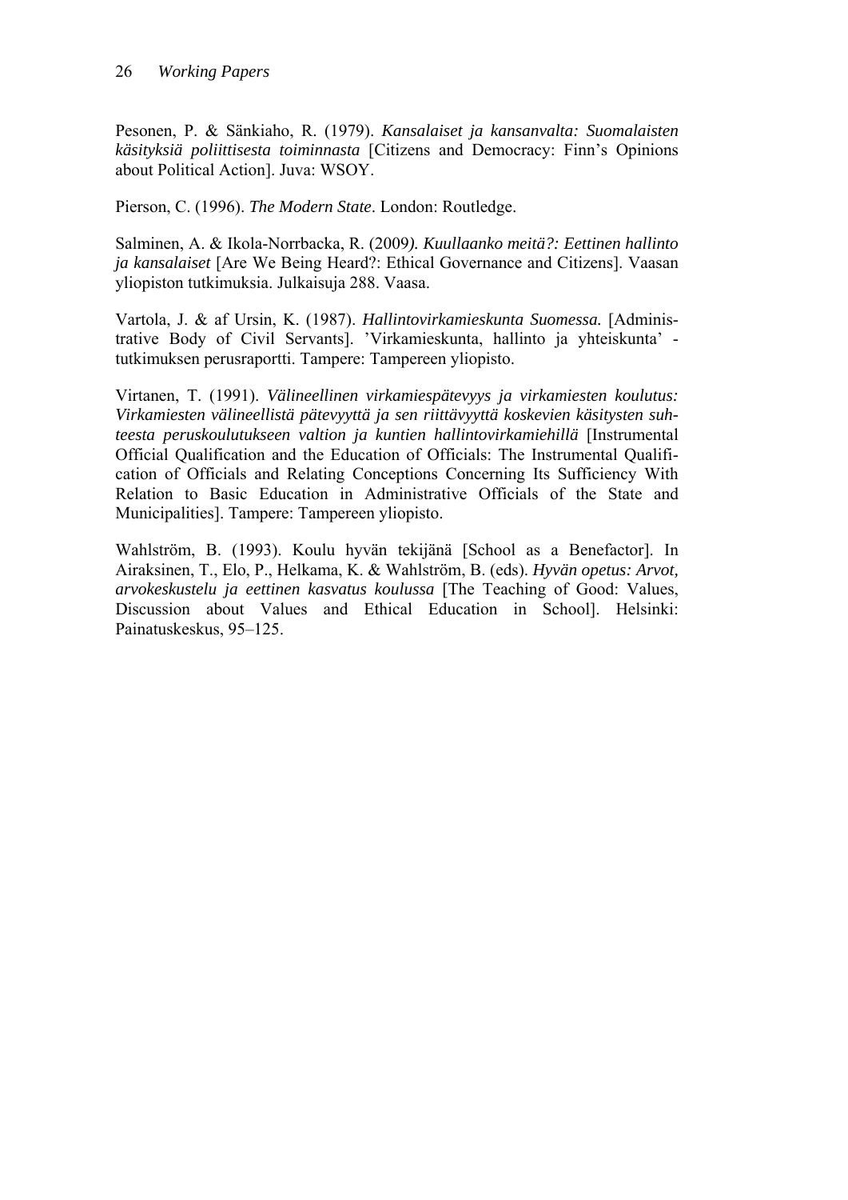Pesonen, P. & Sänkiaho, R. (1979). *Kansalaiset ja kansanvalta: Suomalaisten käsityksiä poliittisesta toiminnasta* [Citizens and Democracy: Finn's Opinions about Political Action]. Juva: WSOY.

Pierson, C. (1996). *The Modern State*. London: Routledge.

Salminen, A. & Ikola-Norrbacka, R. (2009*). Kuullaanko meitä?: Eettinen hallinto ja kansalaiset* [Are We Being Heard?: Ethical Governance and Citizens]. Vaasan yliopiston tutkimuksia. Julkaisuja 288. Vaasa.

Vartola, J. & af Ursin, K. (1987). *Hallintovirkamieskunta Suomessa.* [Administrative Body of Civil Servants]. 'Virkamieskunta, hallinto ja yhteiskunta' -tutkimuksen perusraportti. Tampere: Tampereen yliopisto.

Virtanen, T. (1991). *Välineellinen virkamiespätevyys ja virkamiesten koulutus: Virkamiesten välineellistä pätevyyttä ja sen riittävyyttä koskevien käsitysten suhteesta peruskoulutukseen valtion ja kuntien hallintovirkamiehillä* [Instrumental Official Qualification and the Education of Officials: The Instrumental Qualification of Officials and Relating Conceptions Concerning Its Sufficiency With Relation to Basic Education in Administrative Officials of the State and Municipalities]. Tampere: Tampereen yliopisto.

Wahlström, B. (1993). Koulu hyvän tekijänä [School as a Benefactor]. In Airaksinen, T., Elo, P., Helkama, K. & Wahlström, B. (eds). *Hyvän opetus: Arvot, arvokeskustelu ja eettinen kasvatus koulussa* [The Teaching of Good: Values, Discussion about Values and Ethical Education in School]. Helsinki: Painatuskeskus, 95–125.